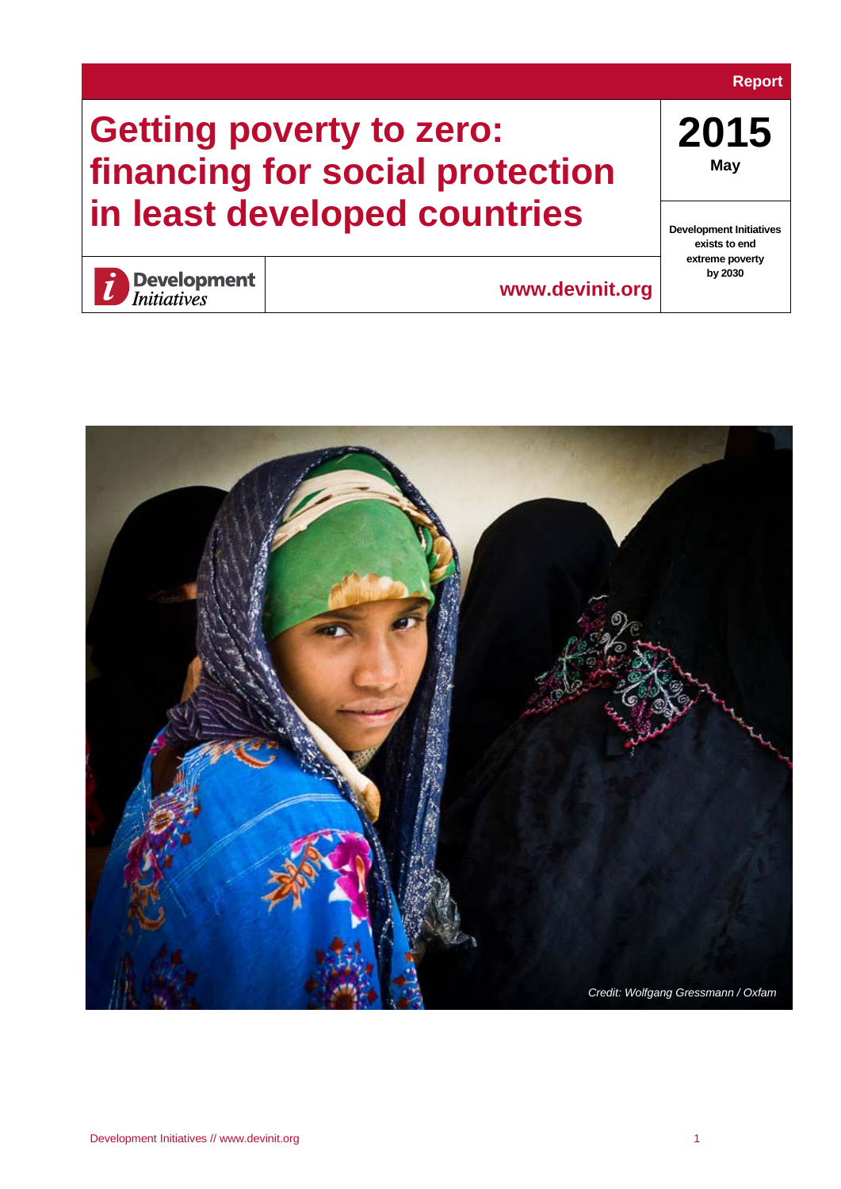Report

# Getting poverty to zero: financing for social protection in least developed countries

**2015**

**May**

Development Initiatives

www.devinit.org

**Development Initiatives exists to end extreme poverty by 2030**

*Credit: Wolfgang Gressmann / Oxfam*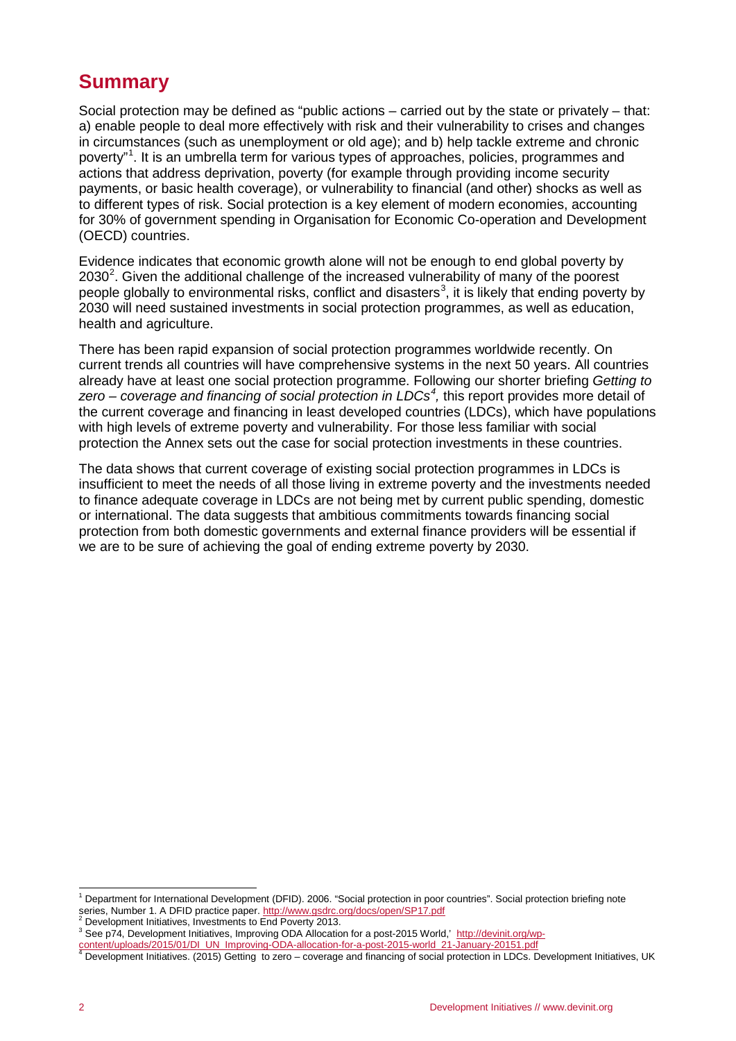## Summary

Social protection may be defined as "public actions – carried out by the state or privately – that: a) enable people to deal more effectively with risk and their vulnerability to crises and changes in circumstances (such as unemployment or old age); and b) help tackle extreme and chronic poverty"[1]. It is an umbrella term for various types of approaches, policies, programmes and actions that address deprivation, poverty (for example through providing income security payments, or basic health coverage), or vulnerability to financial (and other) shocks as well as to different types of risk. Social protection is a key element of modern economies, accounting for 30% of government spending in Organisation for Economic Co-operation and Development (OECD) countries.

Evidence indicates that economic growth alone will not be enough to end global poverty by 2030[2]. Given the additional challenge of the increased vulnerability of many of the poorest people globally to environmental risks, conflict and disasters[3], it is likely that ending poverty by 2030 will need sustained investments in social protection programmes, as well as education, health and agriculture.

There has been rapid expansion of social protection programmes worldwide recently. On current trends all countries will have comprehensive systems in the next 50 years. All countries already have at least one social protection programme. Following our shorter briefing *Getting to zero – coverage and financing of social protection in LDCs*[4], this report provides more detail of the current coverage and financing in least developed countries (LDCs), which have populations with high levels of extreme poverty and vulnerability. For those less familiar with social protection the Annex sets out the case for social protection investments in these countries.

The data shows that current coverage of existing social protection programmes in LDCs is insufficient to meet the needs of all those living in extreme poverty and the investments needed to finance adequate coverage in LDCs are not being met by current public spending, domestic or international. The data suggests that ambitious commitments towards financing social protection from both domestic governments and external finance providers will be essential if we are to be sure of achieving the goal of ending extreme poverty by 2030.

---

[1] Department for International Development (DFID). 2006. "Social protection in poor countries". Social protection briefing note series, Number 1. A DFID practice paper. http://www.gsdrc.org/docs/open/SP17.pdf

[2] Development Initiatives, Investments to End Poverty 2013.

[3] See p74, Development Initiatives, Improving ODA Allocation for a post-2015 World,' http://devinit.org/wp-content/uploads/2015/01/DI_UN_Improving-ODA-allocation-for-a-post-2015-world_21-January-20151.pdf

[4] Development Initiatives. (2015) Getting to zero – coverage and financing of social protection in LDCs. Development Initiatives, UK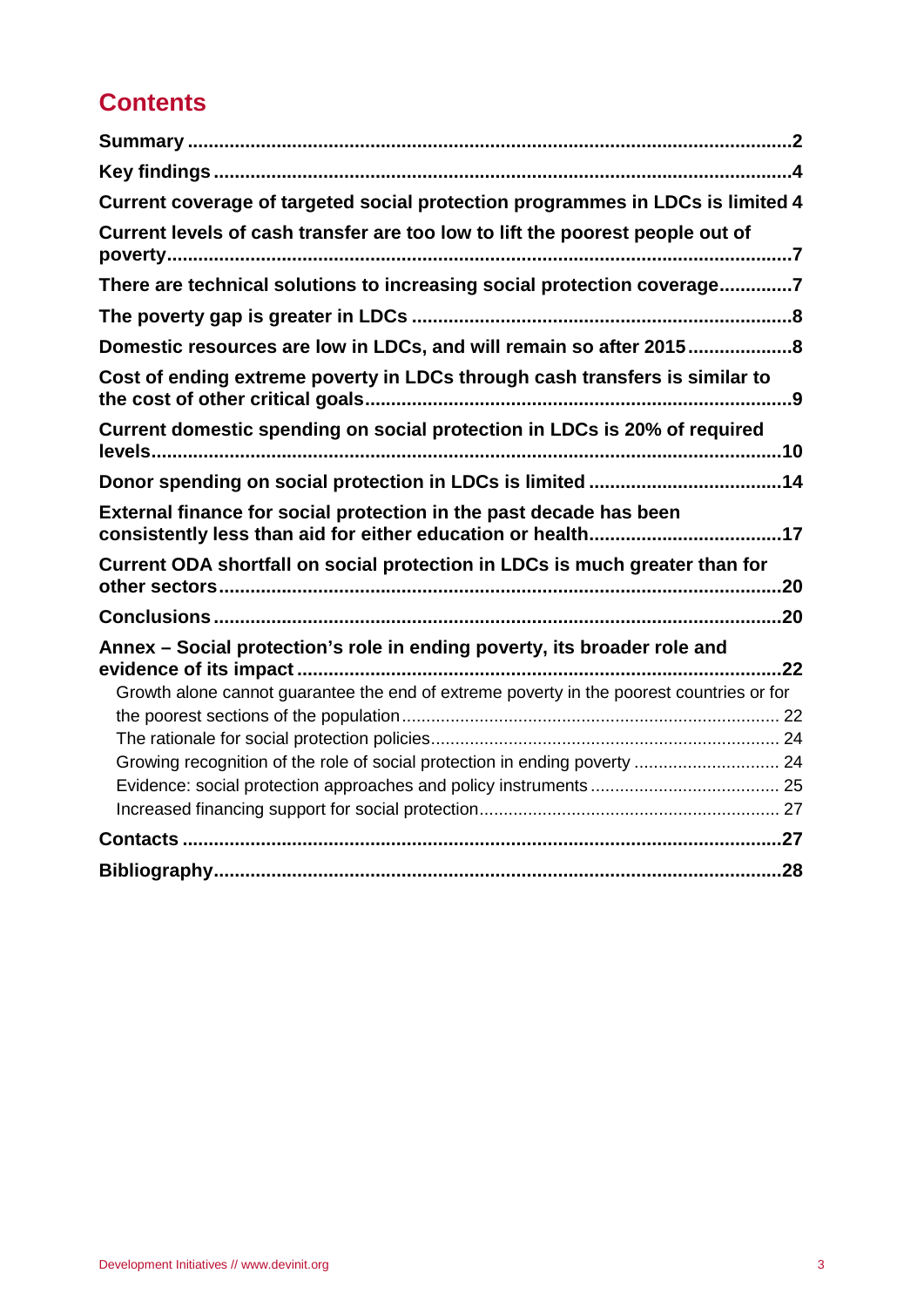## Contents

**Summary** ........ 2

**Key findings** ........ 4

**Current coverage of targeted social protection programmes in LDCs is limited** 4

**Current levels of cash transfer are too low to lift the poorest people out of poverty** ........ 7

**There are technical solutions to increasing social protection coverage** ........ 7

**The poverty gap is greater in LDCs** ........ 8

**Domestic resources are low in LDCs, and will remain so after 2015** ........ 8

**Cost of ending extreme poverty in LDCs through cash transfers is similar to the cost of other critical goals** ........ 9

**Current domestic spending on social protection in LDCs is 20% of required levels** ........ 10

**Donor spending on social protection in LDCs is limited** ........ 14

**External finance for social protection in the past decade has been consistently less than aid for either education or health** ........ 17

**Current ODA shortfall on social protection in LDCs is much greater than for other sectors** ........ 20

**Conclusions** ........ 20

**Annex – Social protection's role in ending poverty, its broader role and evidence of its impact** ........ 22

- Growth alone cannot guarantee the end of extreme poverty in the poorest countries or for the poorest sections of the population ........ 22
- The rationale for social protection policies ........ 24
- Growing recognition of the role of social protection in ending poverty ........ 24
- Evidence: social protection approaches and policy instruments ........ 25
- Increased financing support for social protection ........ 27

**Contacts** ........ 27

**Bibliography** ........ 28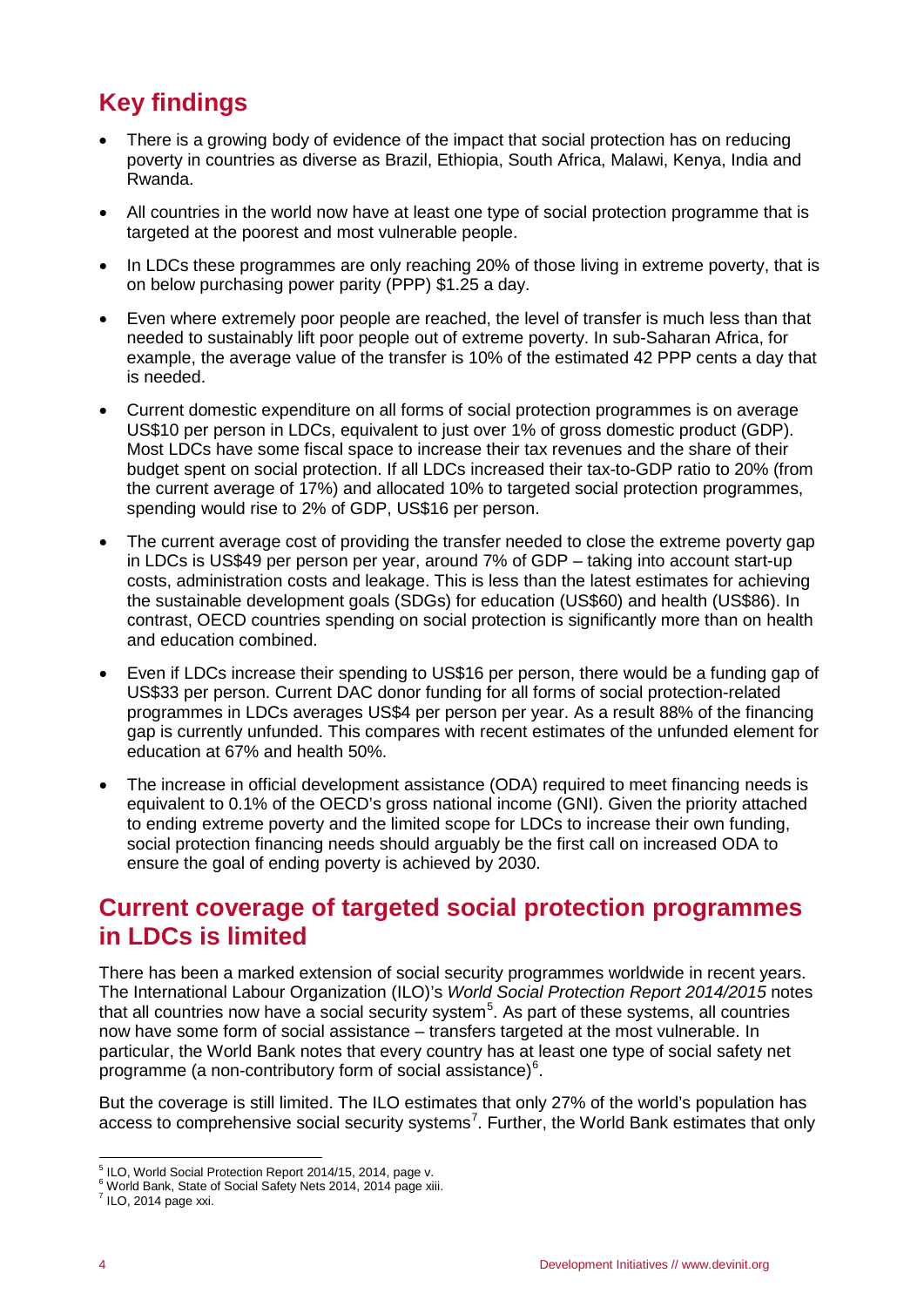## Key findings

- There is a growing body of evidence of the impact that social protection has on reducing poverty in countries as diverse as Brazil, Ethiopia, South Africa, Malawi, Kenya, India and Rwanda.
- All countries in the world now have at least one type of social protection programme that is targeted at the poorest and most vulnerable people.
- In LDCs these programmes are only reaching 20% of those living in extreme poverty, that is on below purchasing power parity (PPP) $1.25 a day.
- Even where extremely poor people are reached, the level of transfer is much less than that needed to sustainably lift poor people out of extreme poverty. In sub-Saharan Africa, for example, the average value of the transfer is 10% of the estimated 42 PPP cents a day that is needed.
- Current domestic expenditure on all forms of social protection programmes is on average US$10 per person in LDCs, equivalent to just over 1% of gross domestic product (GDP). Most LDCs have some fiscal space to increase their tax revenues and the share of their budget spent on social protection. If all LDCs increased their tax-to-GDP ratio to 20% (from the current average of 17%) and allocated 10% to targeted social protection programmes, spending would rise to 2% of GDP, US$16 per person.
- The current average cost of providing the transfer needed to close the extreme poverty gap in LDCs is US$49 per person per year, around 7% of GDP – taking into account start-up costs, administration costs and leakage. This is less than the latest estimates for achieving the sustainable development goals (SDGs) for education (US$60) and health (US$86). In contrast, OECD countries spending on social protection is significantly more than on health and education combined.
- Even if LDCs increase their spending to US$16 per person, there would be a funding gap of US$33 per person. Current DAC donor funding for all forms of social protection-related programmes in LDCs averages US$4 per person per year. As a result 88% of the financing gap is currently unfunded. This compares with recent estimates of the unfunded element for education at 67% and health 50%.
- The increase in official development assistance (ODA) required to meet financing needs is equivalent to 0.1% of the OECD's gross national income (GNI). Given the priority attached to ending extreme poverty and the limited scope for LDCs to increase their own funding, social protection financing needs should arguably be the first call on increased ODA to ensure the goal of ending poverty is achieved by 2030.

## Current coverage of targeted social protection programmes in LDCs is limited

There has been a marked extension of social security programmes worldwide in recent years. The International Labour Organization (ILO)'s *World Social Protection Report 2014/2015* notes that all countries now have a social security system[5]. As part of these systems, all countries now have some form of social assistance – transfers targeted at the most vulnerable. In particular, the World Bank notes that every country has at least one type of social safety net programme (a non-contributory form of social assistance)[6].

But the coverage is still limited. The ILO estimates that only 27% of the world's population has access to comprehensive social security systems[7]. Further, the World Bank estimates that only

---

[5] ILO, World Social Protection Report 2014/15, 2014, page v.
[6] World Bank, State of Social Safety Nets 2014, 2014 page xiii.
[7] ILO, 2014 page xxi.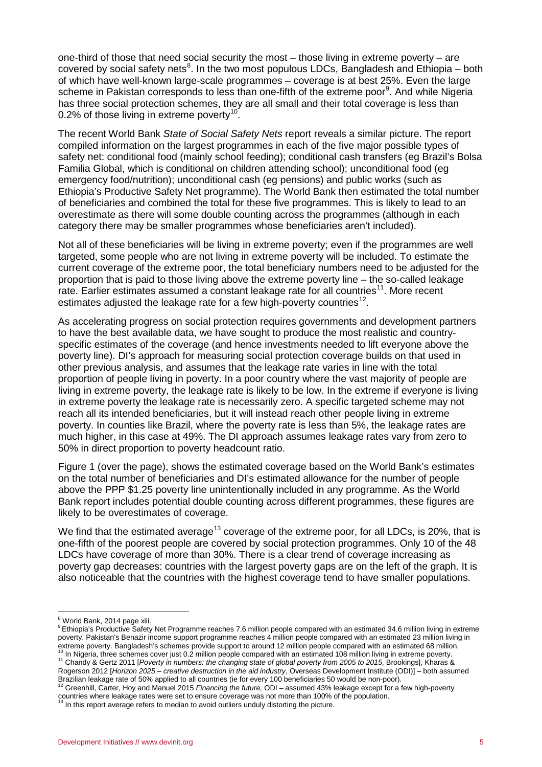one-third of those that need social security the most – those living in extreme poverty – are covered by social safety nets[8]. In the two most populous LDCs, Bangladesh and Ethiopia – both of which have well-known large-scale programmes – coverage is at best 25%. Even the large scheme in Pakistan corresponds to less than one-fifth of the extreme poor[9]. And while Nigeria has three social protection schemes, they are all small and their total coverage is less than 0.2% of those living in extreme poverty[10].

The recent World Bank *State of Social Safety Nets* report reveals a similar picture. The report compiled information on the largest programmes in each of the five major possible types of safety net: conditional food (mainly school feeding); conditional cash transfers (eg Brazil's Bolsa Familia Global, which is conditional on children attending school); unconditional food (eg emergency food/nutrition); unconditional cash (eg pensions) and public works (such as Ethiopia's Productive Safety Net programme). The World Bank then estimated the total number of beneficiaries and combined the total for these five programmes. This is likely to lead to an overestimate as there will some double counting across the programmes (although in each category there may be smaller programmes whose beneficiaries aren't included).

Not all of these beneficiaries will be living in extreme poverty; even if the programmes are well targeted, some people who are not living in extreme poverty will be included. To estimate the current coverage of the extreme poor, the total beneficiary numbers need to be adjusted for the proportion that is paid to those living above the extreme poverty line – the so-called leakage rate. Earlier estimates assumed a constant leakage rate for all countries[11]. More recent estimates adjusted the leakage rate for a few high-poverty countries[12].

As accelerating progress on social protection requires governments and development partners to have the best available data, we have sought to produce the most realistic and country-specific estimates of the coverage (and hence investments needed to lift everyone above the poverty line). DI's approach for measuring social protection coverage builds on that used in other previous analysis, and assumes that the leakage rate varies in line with the total proportion of people living in poverty. In a poor country where the vast majority of people are living in extreme poverty, the leakage rate is likely to be low. In the extreme if everyone is living in extreme poverty the leakage rate is necessarily zero. A specific targeted scheme may not reach all its intended beneficiaries, but it will instead reach other people living in extreme poverty. In counties like Brazil, where the poverty rate is less than 5%, the leakage rates are much higher, in this case at 49%. The DI approach assumes leakage rates vary from zero to 50% in direct proportion to poverty headcount ratio.

Figure 1 (over the page), shows the estimated coverage based on the World Bank's estimates on the total number of beneficiaries and DI's estimated allowance for the number of people above the PPP $1.25 poverty line unintentionally included in any programme. As the World Bank report includes potential double counting across different programmes, these figures are likely to be overestimates of coverage.

We find that the estimated average[13] coverage of the extreme poor, for all LDCs, is 20%, that is one-fifth of the poorest people are covered by social protection programmes. Only 10 of the 48 LDCs have coverage of more than 30%. There is a clear trend of coverage increasing as poverty gap decreases: countries with the largest poverty gaps are on the left of the graph. It is also noticeable that the countries with the highest coverage tend to have smaller populations.

---

[8] World Bank, 2014 page xiii.

[9] Ethiopia's Productive Safety Net Programme reaches 7.6 million people compared with an estimated 34.6 million living in extreme poverty. Pakistan's Benazir income support programme reaches 4 million people compared with an estimated 23 million living in extreme poverty. Bangladesh's schemes provide support to around 12 million people compared with an estimated 68 million.

[10] In Nigeria, three schemes cover just 0.2 million people compared with an estimated 108 million living in extreme poverty.

[11] Chandy & Gertz 2011 [*Poverty in numbers: the changing state of global poverty from 2005 to 2015*, Brookings], Kharas & Rogerson 2012 [*Horizon 2025 – creative destruction in the aid industry*, Overseas Development Institute (ODI)] – both assumed Brazilian leakage rate of 50% applied to all countries (ie for every 100 beneficiaries 50 would be non-poor).

[12] Greenhill, Carter, Hoy and Manuel 2015 *Financing the future,* ODI – assumed 43% leakage except for a few high-poverty countries where leakage rates were set to ensure coverage was not more than 100% of the population.

[13] In this report average refers to median to avoid outliers unduly distorting the picture.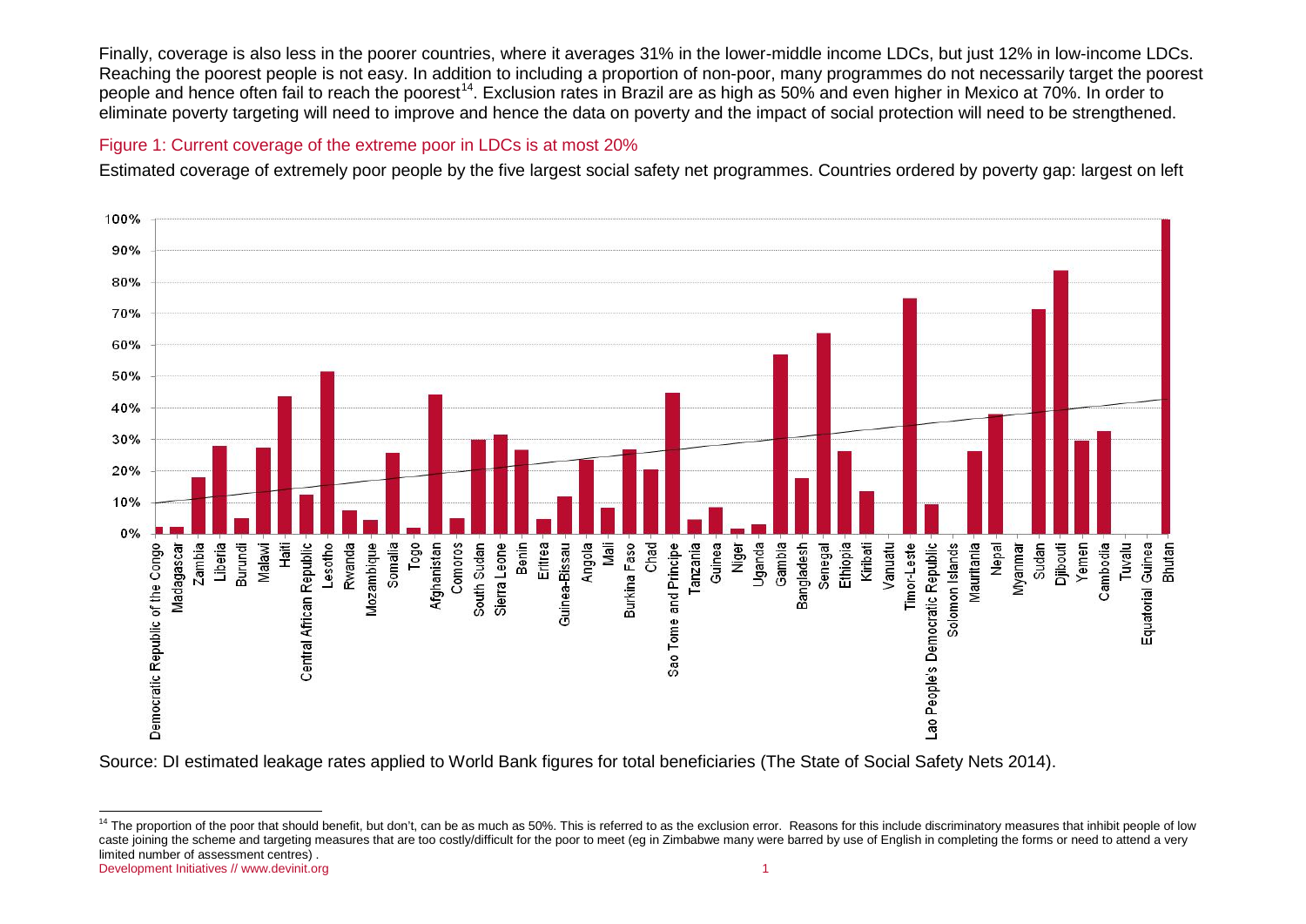Finally, coverage is also less in the poorer countries, where it averages 31% in the lower-middle income LDCs, but just 12% in low-income LDCs. Reaching the poorest people is not easy. In addition to including a proportion of non-poor, many programmes do not necessarily target the poorest people and hence often fail to reach the poorest[14]. Exclusion rates in Brazil are as high as 50% and even higher in Mexico at 70%. In order to eliminate poverty targeting will need to improve and hence the data on poverty and the impact of social protection will need to be strengthened.

Figure 1: Current coverage of the extreme poor in LDCs is at most 20%

Estimated coverage of extremely poor people by the five largest social safety net programmes. Countries ordered by poverty gap: largest on left

Source: DI estimated leakage rates applied to World Bank figures for total beneficiaries (The State of Social Safety Nets 2014).

[14] The proportion of the poor that should benefit, but don't, can be as much as 50%. This is referred to as the exclusion error. Reasons for this include discriminatory measures that inhibit people of low caste joining the scheme and targeting measures that are too costly/difficult for the poor to meet (eg in Zimbabwe many were barred by use of English in completing the forms or need to attend a very limited number of assessment centres) .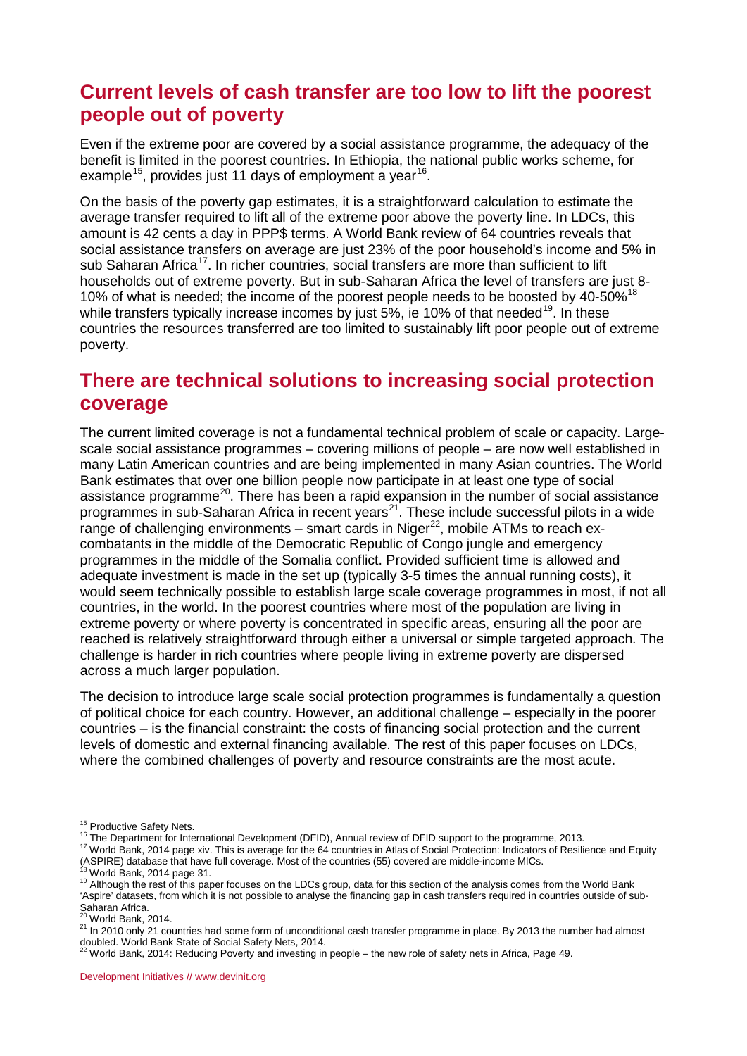## Current levels of cash transfer are too low to lift the poorest people out of poverty

Even if the extreme poor are covered by a social assistance programme, the adequacy of the benefit is limited in the poorest countries. In Ethiopia, the national public works scheme, for example[15], provides just 11 days of employment a year[16].

On the basis of the poverty gap estimates, it is a straightforward calculation to estimate the average transfer required to lift all of the extreme poor above the poverty line. In LDCs, this amount is 42 cents a day in PPP$ terms. A World Bank review of 64 countries reveals that social assistance transfers on average are just 23% of the poor household's income and 5% in sub Saharan Africa[17]. In richer countries, social transfers are more than sufficient to lift households out of extreme poverty. But in sub-Saharan Africa the level of transfers are just 8-10% of what is needed; the income of the poorest people needs to be boosted by 40-50%[18] while transfers typically increase incomes by just 5%, ie 10% of that needed[19]. In these countries the resources transferred are too limited to sustainably lift poor people out of extreme poverty.

## There are technical solutions to increasing social protection coverage

The current limited coverage is not a fundamental technical problem of scale or capacity. Large-scale social assistance programmes – covering millions of people – are now well established in many Latin American countries and are being implemented in many Asian countries. The World Bank estimates that over one billion people now participate in at least one type of social assistance programme[20]. There has been a rapid expansion in the number of social assistance programmes in sub-Saharan Africa in recent years[21]. These include successful pilots in a wide range of challenging environments – smart cards in Niger[22], mobile ATMs to reach ex-combatants in the middle of the Democratic Republic of Congo jungle and emergency programmes in the middle of the Somalia conflict. Provided sufficient time is allowed and adequate investment is made in the set up (typically 3-5 times the annual running costs), it would seem technically possible to establish large scale coverage programmes in most, if not all countries, in the world. In the poorest countries where most of the population are living in extreme poverty or where poverty is concentrated in specific areas, ensuring all the poor are reached is relatively straightforward through either a universal or simple targeted approach. The challenge is harder in rich countries where people living in extreme poverty are dispersed across a much larger population.

The decision to introduce large scale social protection programmes is fundamentally a question of political choice for each country. However, an additional challenge – especially in the poorer countries – is the financial constraint: the costs of financing social protection and the current levels of domestic and external financing available. The rest of this paper focuses on LDCs, where the combined challenges of poverty and resource constraints are the most acute.

---

[15] Productive Safety Nets.

[16] The Department for International Development (DFID), Annual review of DFID support to the programme, 2013.

[17] World Bank, 2014 page xiv. This is average for the 64 countries in Atlas of Social Protection: Indicators of Resilience and Equity (ASPIRE) database that have full coverage. Most of the countries (55) covered are middle-income MICs.

[18] World Bank, 2014 page 31.

[19] Although the rest of this paper focuses on the LDCs group, data for this section of the analysis comes from the World Bank 'Aspire' datasets, from which it is not possible to analyse the financing gap in cash transfers required in countries outside of sub-Saharan Africa.

[20] World Bank, 2014.

[21] In 2010 only 21 countries had some form of unconditional cash transfer programme in place. By 2013 the number had almost doubled. World Bank State of Social Safety Nets, 2014.

[22] World Bank, 2014: Reducing Poverty and investing in people – the new role of safety nets in Africa, Page 49.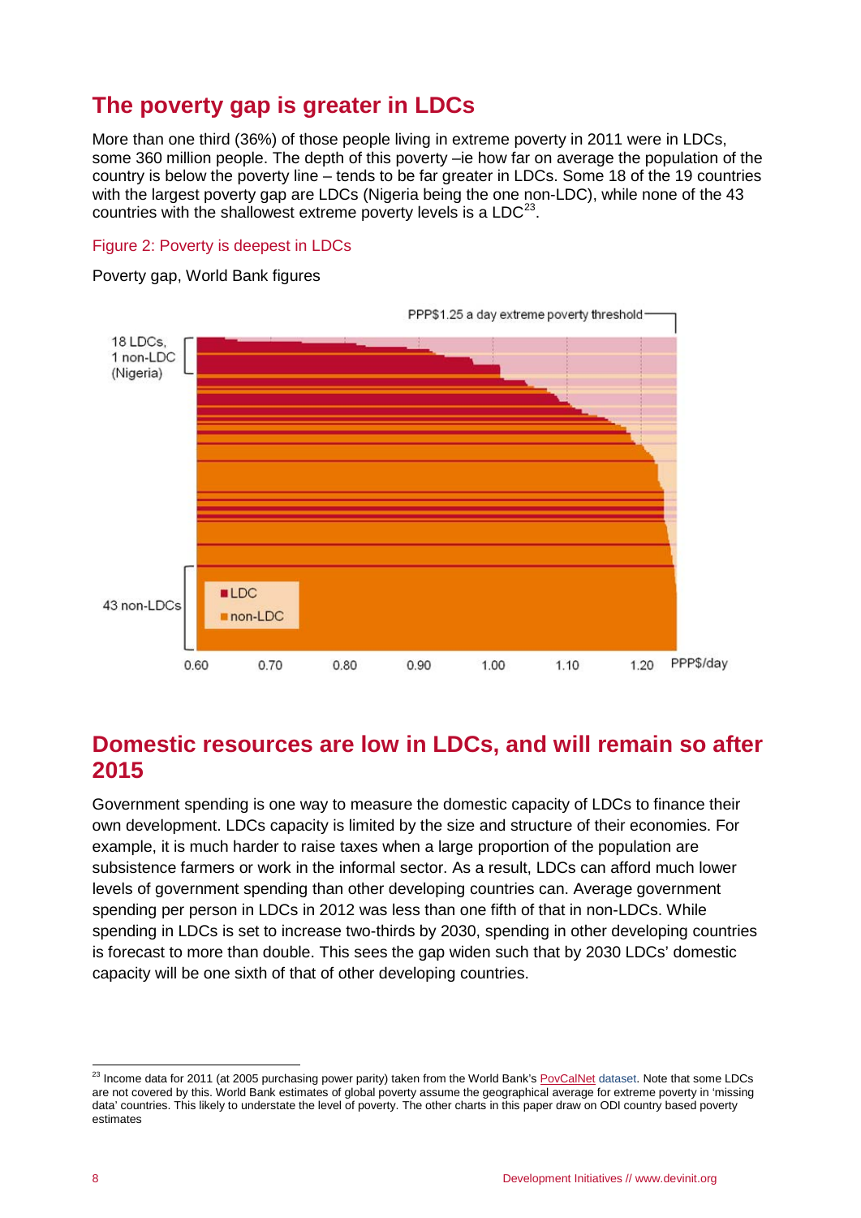## The poverty gap is greater in LDCs

More than one third (36%) of those people living in extreme poverty in 2011 were in LDCs, some 360 million people. The depth of this poverty –ie how far on average the population of the country is below the poverty line – tends to be far greater in LDCs. Some 18 of the 19 countries with the largest poverty gap are LDCs (Nigeria being the one non-LDC), while none of the 43 countries with the shallowest extreme poverty levels is a LDC[23].

Figure 2: Poverty is deepest in LDCs

Poverty gap, World Bank figures

## Domestic resources are low in LDCs, and will remain so after 2015

Government spending is one way to measure the domestic capacity of LDCs to finance their own development. LDCs capacity is limited by the size and structure of their economies. For example, it is much harder to raise taxes when a large proportion of the population are subsistence farmers or work in the informal sector. As a result, LDCs can afford much lower levels of government spending than other developing countries can. Average government spending per person in LDCs in 2012 was less than one fifth of that in non-LDCs. While spending in LDCs is set to increase two-thirds by 2030, spending in other developing countries is forecast to more than double. This sees the gap widen such that by 2030 LDCs' domestic capacity will be one sixth of that of other developing countries.

[23] Income data for 2011 (at 2005 purchasing power parity) taken from the World Bank's PovCalNet dataset. Note that some LDCs are not covered by this. World Bank estimates of global poverty assume the geographical average for extreme poverty in 'missing data' countries. This likely to understate the level of poverty. The other charts in this paper draw on ODI country based poverty estimates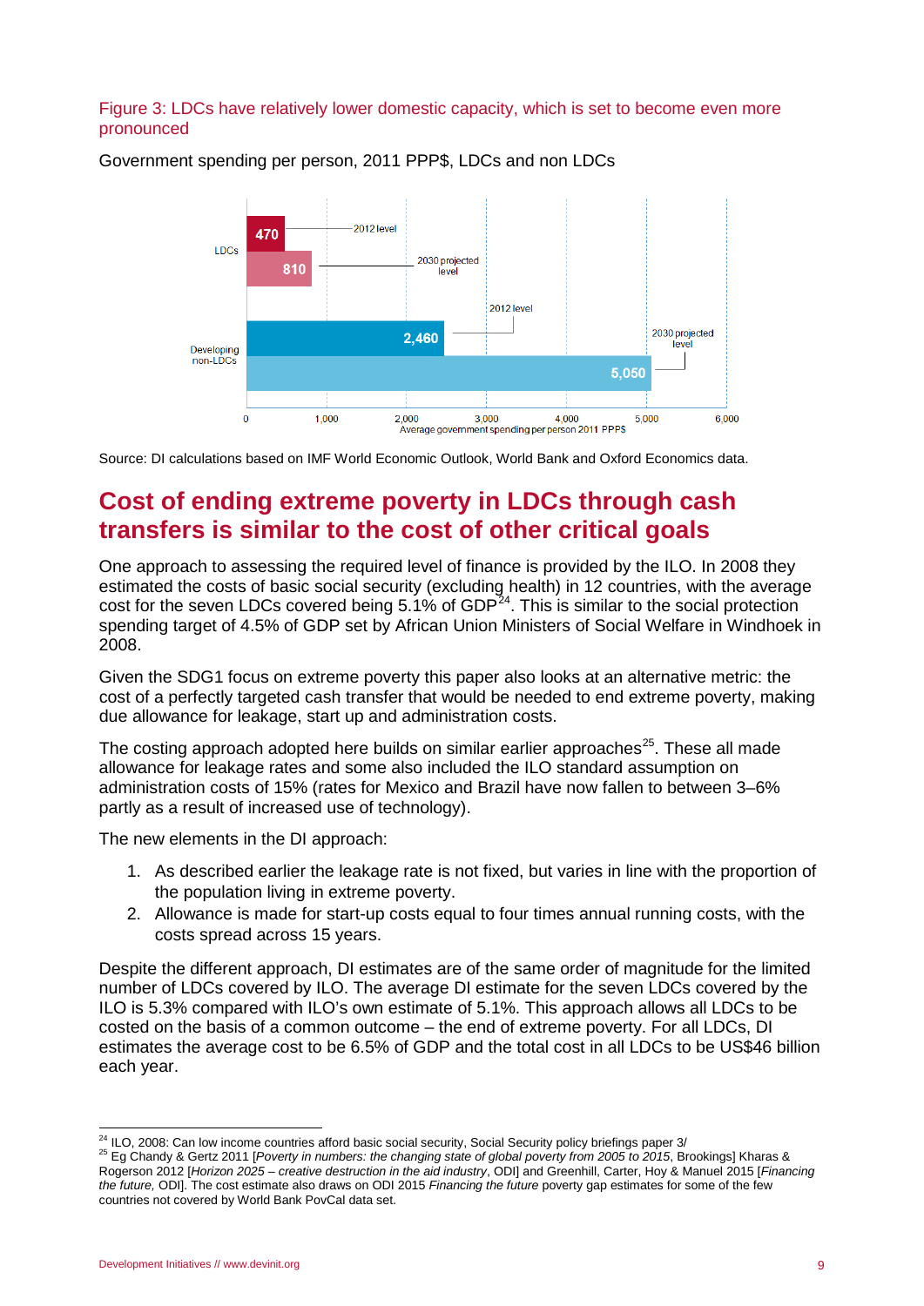Figure 3: LDCs have relatively lower domestic capacity, which is set to become even more pronounced

Government spending per person, 2011 PPP$, LDCs and non LDCs

| | 2012 level | 2030 projected level |
|---|---|---|
| LDCs | 470 | 810 |
| Developing non-LDCs | 2,460 | 5,050 |

Average government spending per person 2011 PPP$

Source: DI calculations based on IMF World Economic Outlook, World Bank and Oxford Economics data.

## Cost of ending extreme poverty in LDCs through cash transfers is similar to the cost of other critical goals

One approach to assessing the required level of finance is provided by the ILO. In 2008 they estimated the costs of basic social security (excluding health) in 12 countries, with the average cost for the seven LDCs covered being 5.1% of GDP[24]. This is similar to the social protection spending target of 4.5% of GDP set by African Union Ministers of Social Welfare in Windhoek in 2008.

Given the SDG1 focus on extreme poverty this paper also looks at an alternative metric: the cost of a perfectly targeted cash transfer that would be needed to end extreme poverty, making due allowance for leakage, start up and administration costs.

The costing approach adopted here builds on similar earlier approaches[25]. These all made allowance for leakage rates and some also included the ILO standard assumption on administration costs of 15% (rates for Mexico and Brazil have now fallen to between 3–6% partly as a result of increased use of technology).

The new elements in the DI approach:

1. As described earlier the leakage rate is not fixed, but varies in line with the proportion of the population living in extreme poverty.
2. Allowance is made for start-up costs equal to four times annual running costs, with the costs spread across 15 years.

Despite the different approach, DI estimates are of the same order of magnitude for the limited number of LDCs covered by ILO. The average DI estimate for the seven LDCs covered by the ILO is 5.3% compared with ILO's own estimate of 5.1%. This approach allows all LDCs to be costed on the basis of a common outcome – the end of extreme poverty. For all LDCs, DI estimates the average cost to be 6.5% of GDP and the total cost in all LDCs to be US$46 billion each year.

---

[24] ILO, 2008: Can low income countries afford basic social security, Social Security policy briefings paper 3/

[25] Eg Chandy & Gertz 2011 [*Poverty in numbers: the changing state of global poverty from 2005 to 2015*, Brookings] Kharas & Rogerson 2012 [*Horizon 2025 – creative destruction in the aid industry*, ODI] and Greenhill, Carter, Hoy & Manuel 2015 [*Financing the future,* ODI]. The cost estimate also draws on ODI 2015 *Financing the future* poverty gap estimates for some of the few countries not covered by World Bank PovCal data set.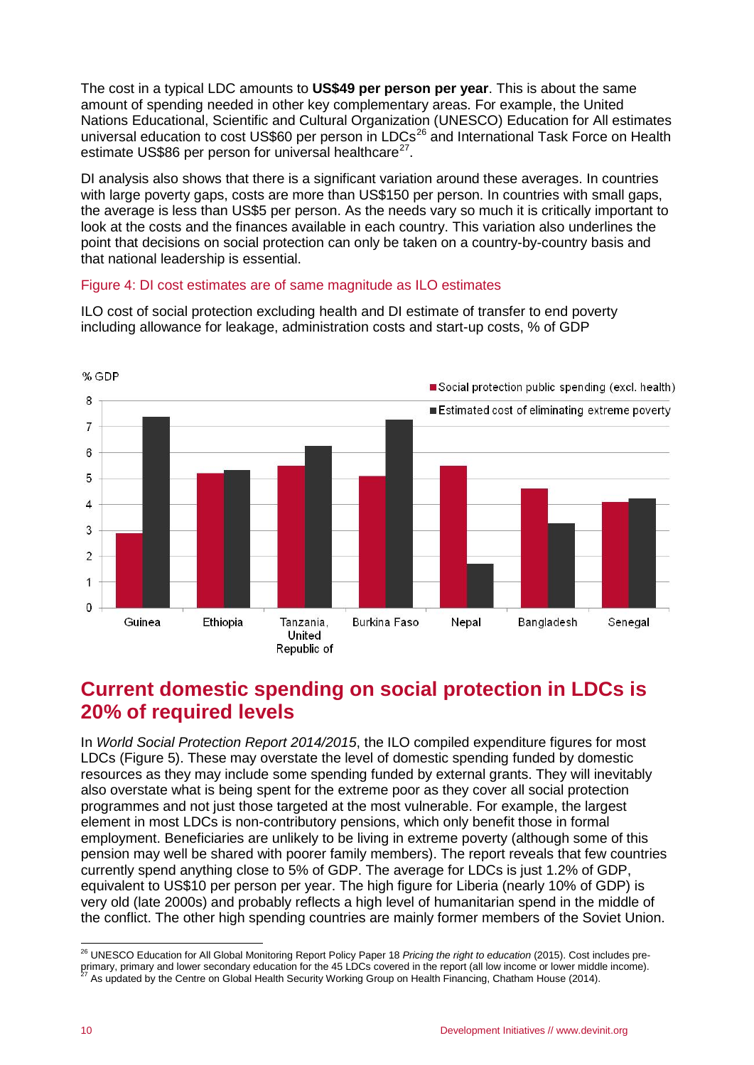The cost in a typical LDC amounts to **US$49 per person per year**. This is about the same amount of spending needed in other key complementary areas. For example, the United Nations Educational, Scientific and Cultural Organization (UNESCO) Education for All estimates universal education to cost US$60 per person in LDCs[26] and International Task Force on Health estimate US$86 per person for universal healthcare[27].

DI analysis also shows that there is a significant variation around these averages. In countries with large poverty gaps, costs are more than US$150 per person. In countries with small gaps, the average is less than US$5 per person. As the needs vary so much it is critically important to look at the costs and the finances available in each country. This variation also underlines the point that decisions on social protection can only be taken on a country-by-country basis and that national leadership is essential.

Figure 4: DI cost estimates are of same magnitude as ILO estimates

ILO cost of social protection excluding health and DI estimate of transfer to end poverty including allowance for leakage, administration costs and start-up costs, % of GDP

| Country | Social protection public spending (excl. health) (% GDP) | Estimated cost of eliminating extreme poverty (% GDP) |
|---|---|---|
| Guinea | 2.9 | 7.4 |
| Ethiopia | 5.2 | 5.3 |
| Tanzania, United Republic of | 5.5 | 6.2 |
| Burkina Faso | 5.1 | 7.3 |
| Nepal | 5.5 | 1.7 |
| Bangladesh | 4.6 | 3.3 |
| Senegal | 4.1 | 4.2 |

## Current domestic spending on social protection in LDCs is 20% of required levels

In *World Social Protection Report 2014/2015*, the ILO compiled expenditure figures for most LDCs (Figure 5). These may overstate the level of domestic spending funded by domestic resources as they may include some spending funded by external grants. They will inevitably also overstate what is being spent for the extreme poor as they cover all social protection programmes and not just those targeted at the most vulnerable. For example, the largest element in most LDCs is non-contributory pensions, which only benefit those in formal employment. Beneficiaries are unlikely to be living in extreme poverty (although some of this pension may well be shared with poorer family members). The report reveals that few countries currently spend anything close to 5% of GDP. The average for LDCs is just 1.2% of GDP, equivalent to US$10 per person per year. The high figure for Liberia (nearly 10% of GDP) is very old (late 2000s) and probably reflects a high level of humanitarian spend in the middle of the conflict. The other high spending countries are mainly former members of the Soviet Union.

[26] UNESCO Education for All Global Monitoring Report Policy Paper 18 *Pricing the right to education* (2015). Cost includes pre-primary, primary and lower secondary education for the 45 LDCs covered in the report (all low income or lower middle income).
[27] As updated by the Centre on Global Health Security Working Group on Health Financing, Chatham House (2014).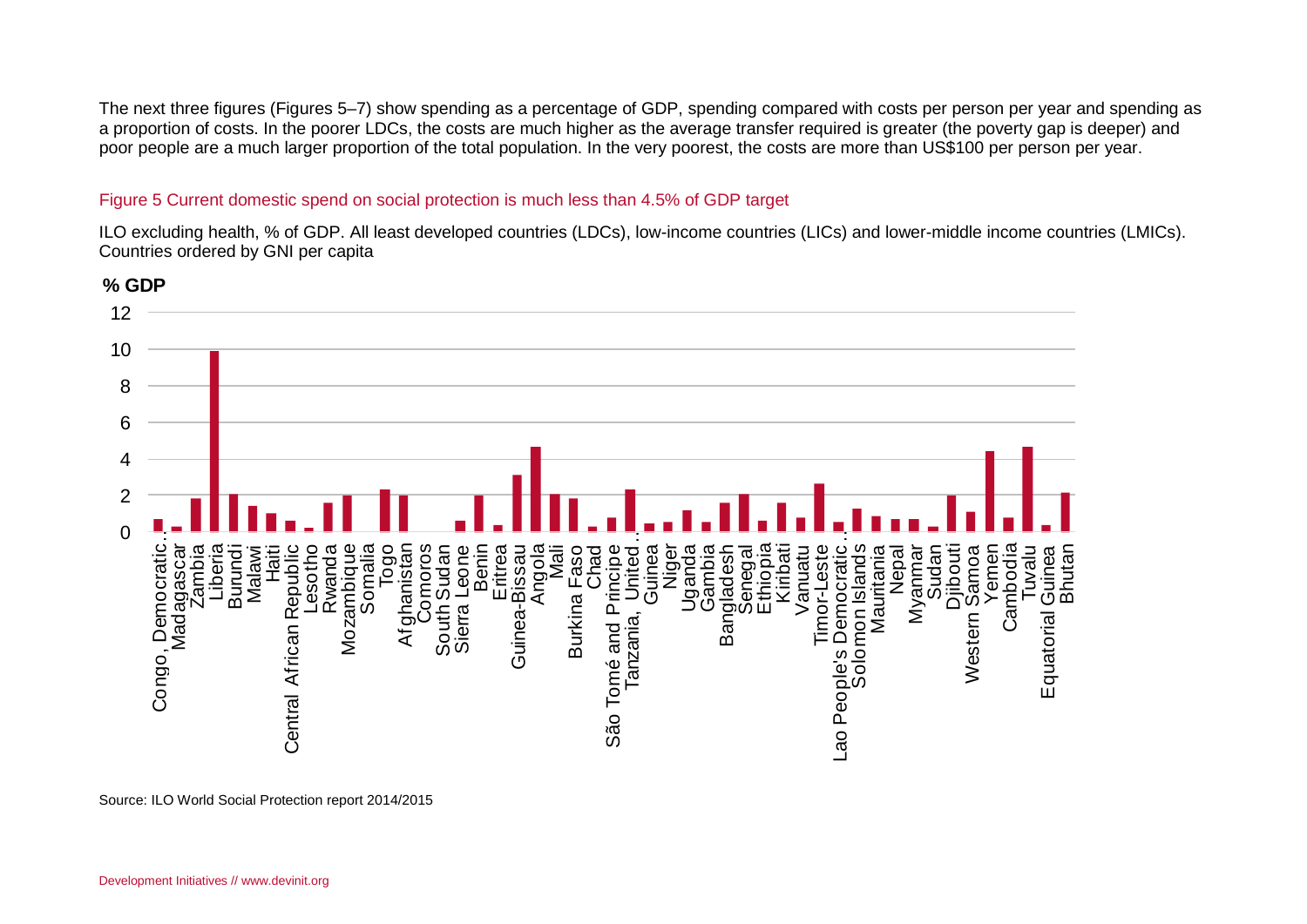The next three figures (Figures 5–7) show spending as a percentage of GDP, spending compared with costs per person per year and spending as a proportion of costs. In the poorer LDCs, the costs are much higher as the average transfer required is greater (the poverty gap is deeper) and poor people are a much larger proportion of the total population. In the very poorest, the costs are more than US$100 per person per year.

Figure 5 Current domestic spend on social protection is much less than 4.5% of GDP target

ILO excluding health, % of GDP. All least developed countries (LDCs), low-income countries (LICs) and lower-middle income countries (LMICs). Countries ordered by GNI per capita

**% GDP**

Source: ILO World Social Protection report 2014/2015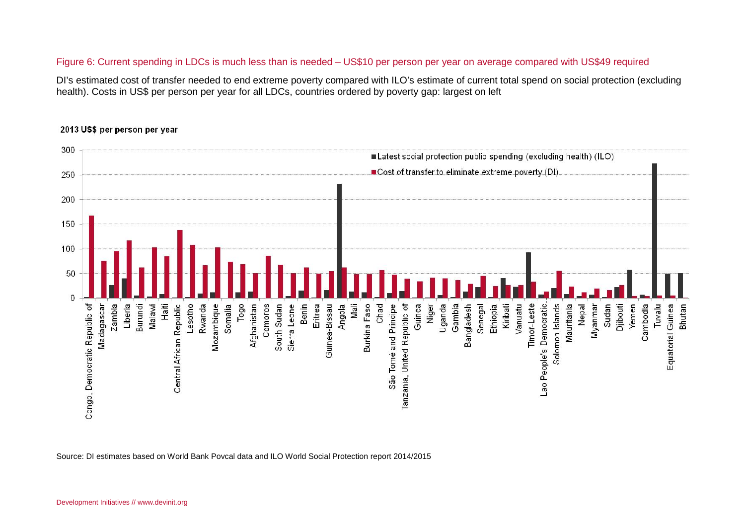Figure 6: Current spending in LDCs is much less than is needed – US$10 per person per year on average compared with US$49 required

DI's estimated cost of transfer needed to end extreme poverty compared with ILO's estimate of current total spend on social protection (excluding health). Costs in US$ per person per year for all LDCs, countries ordered by poverty gap: largest on left

2013 US$ per person per year

■ Latest social protection public spending (excluding health) (ILO)
■ Cost of transfer to eliminate extreme poverty (DI)

Source: DI estimates based on World Bank Povcal data and ILO World Social Protection report 2014/2015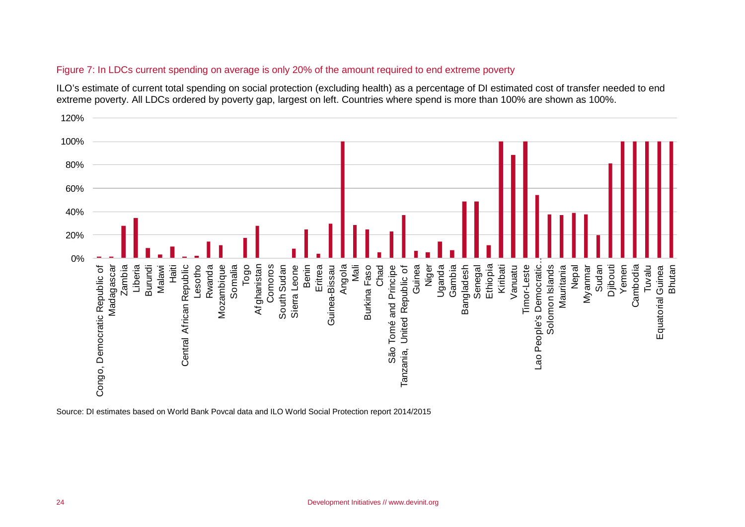Figure 7: In LDCs current spending on average is only 20% of the amount required to end extreme poverty

ILO's estimate of current total spending on social protection (excluding health) as a percentage of DI estimated cost of transfer needed to end extreme poverty. All LDCs ordered by poverty gap, largest on left. Countries where spend is more than 100% are shown as 100%.

Source: DI estimates based on World Bank Povcal data and ILO World Social Protection report 2014/2015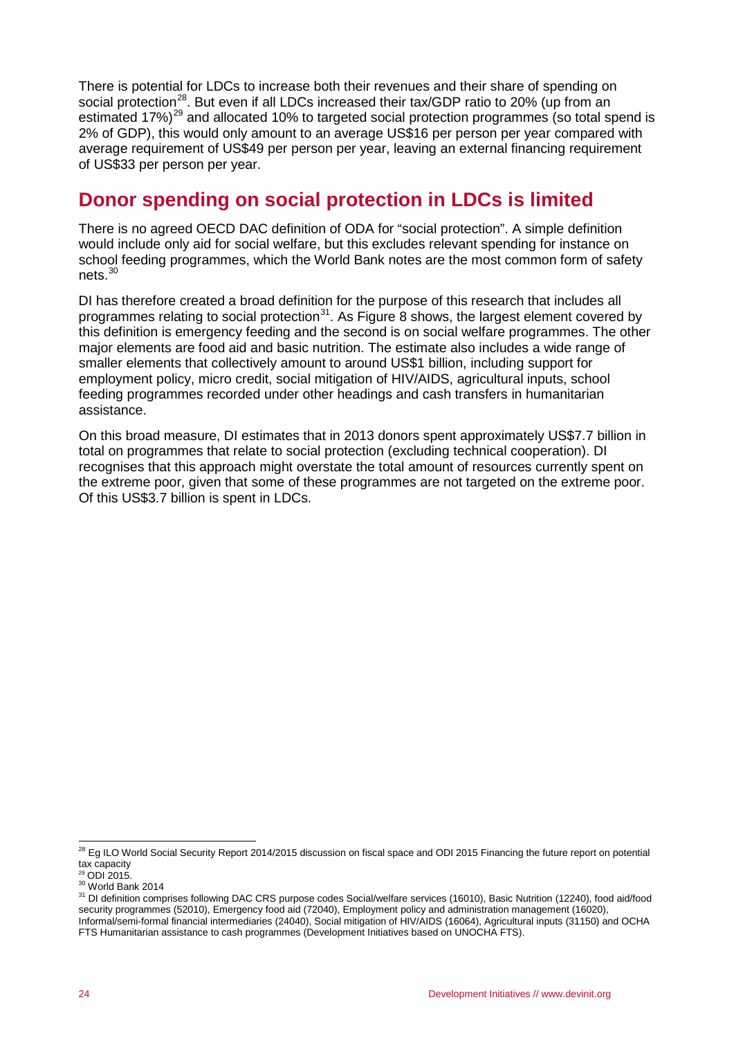There is potential for LDCs to increase both their revenues and their share of spending on social protection[28]. But even if all LDCs increased their tax/GDP ratio to 20% (up from an estimated 17%)[29] and allocated 10% to targeted social protection programmes (so total spend is 2% of GDP), this would only amount to an average US$16 per person per year compared with average requirement of US$49 per person per year, leaving an external financing requirement of US$33 per person per year.

## Donor spending on social protection in LDCs is limited

There is no agreed OECD DAC definition of ODA for "social protection". A simple definition would include only aid for social welfare, but this excludes relevant spending for instance on school feeding programmes, which the World Bank notes are the most common form of safety nets.[30]

DI has therefore created a broad definition for the purpose of this research that includes all programmes relating to social protection[31]. As Figure 8 shows, the largest element covered by this definition is emergency feeding and the second is on social welfare programmes. The other major elements are food aid and basic nutrition. The estimate also includes a wide range of smaller elements that collectively amount to around US$1 billion, including support for employment policy, micro credit, social mitigation of HIV/AIDS, agricultural inputs, school feeding programmes recorded under other headings and cash transfers in humanitarian assistance.

On this broad measure, DI estimates that in 2013 donors spent approximately US$7.7 billion in total on programmes that relate to social protection (excluding technical cooperation). DI recognises that this approach might overstate the total amount of resources currently spent on the extreme poor, given that some of these programmes are not targeted on the extreme poor. Of this US$3.7 billion is spent in LDCs.

[28] Eg ILO World Social Security Report 2014/2015 discussion on fiscal space and ODI 2015 Financing the future report on potential tax capacity

[29] ODI 2015.

[30] World Bank 2014

[31] DI definition comprises following DAC CRS purpose codes Social/welfare services (16010), Basic Nutrition (12240), food aid/food security programmes (52010), Emergency food aid (72040), Employment policy and administration management (16020), Informal/semi-formal financial intermediaries (24040), Social mitigation of HIV/AIDS (16064), Agricultural inputs (31150) and OCHA FTS Humanitarian assistance to cash programmes (Development Initiatives based on UNOCHA FTS).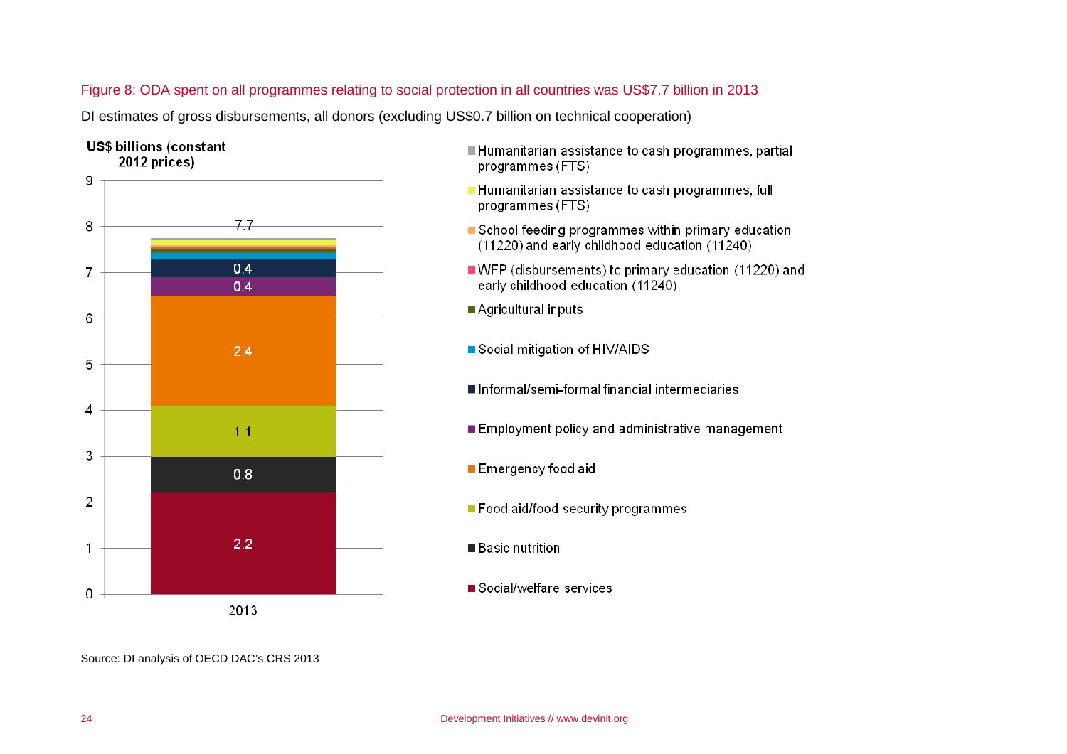Figure 8: ODA spent on all programmes relating to social protection in all countries was US$7.7 billion in 2013

DI estimates of gross disbursements, all donors (excluding US$0.7 billion on technical cooperation)

| Category | 2013 (US$ billions, constant 2012 prices) |
|---|---|
| Humanitarian assistance to cash programmes, partial programmes (FTS) | |
| Humanitarian assistance to cash programmes, full programmes (FTS) | |
| School feeding programmes within primary education (11220) and early childhood education (11240) | |
| WFP (disbursements) to primary education (11220) and early childhood education (11240) | |
| Agricultural inputs | |
| Social mitigation of HIV/AIDS | |
| Informal/semi-formal financial intermediaries | 0.4 |
| Employment policy and administrative management | 0.4 |
| Emergency food aid | 2.4 |
| Food aid/food security programmes | 1.1 |
| Basic nutrition | 0.8 |
| Social/welfare services | 2.2 |
| Total | 7.7 |

Source: DI analysis of OECD DAC's CRS 2013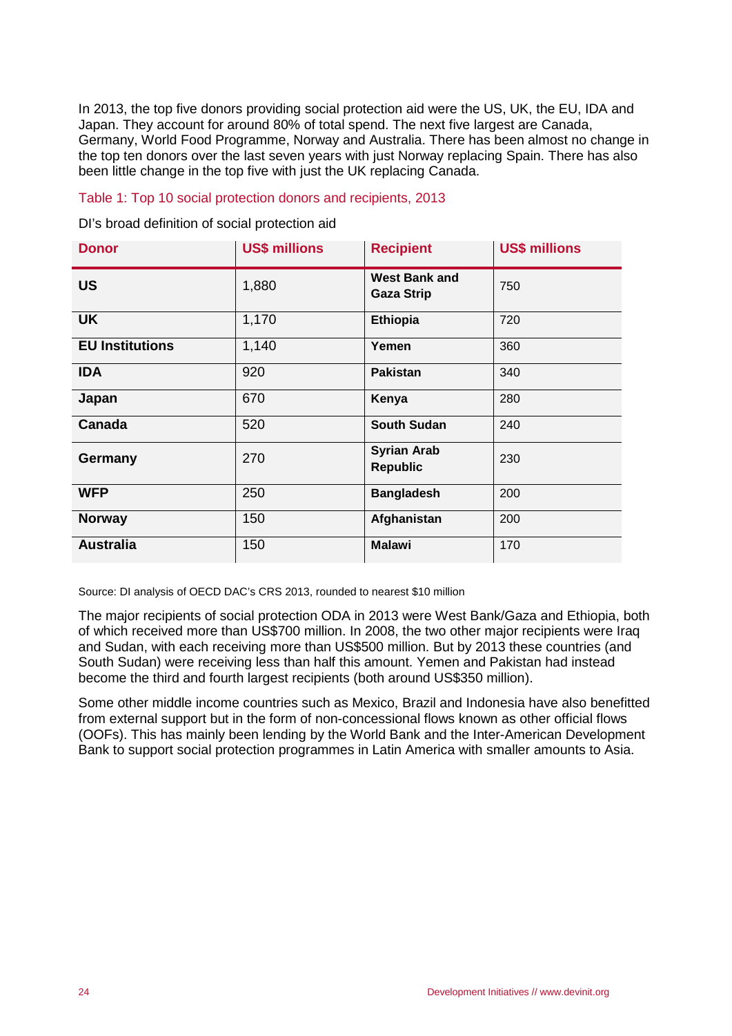In 2013, the top five donors providing social protection aid were the US, UK, the EU, IDA and Japan. They account for around 80% of total spend. The next five largest are Canada, Germany, World Food Programme, Norway and Australia. There has been almost no change in the top ten donors over the last seven years with just Norway replacing Spain. There has also been little change in the top five with just the UK replacing Canada.

Table 1: Top 10 social protection donors and recipients, 2013

DI's broad definition of social protection aid

| Donor | US$ millions | Recipient | US$ millions |
|---|---|---|---|
| **US** | 1,880 | **West Bank and Gaza Strip** | 750 |
| **UK** | 1,170 | **Ethiopia** | 720 |
| **EU Institutions** | 1,140 | **Yemen** | 360 |
| **IDA** | 920 | **Pakistan** | 340 |
| **Japan** | 670 | **Kenya** | 280 |
| **Canada** | 520 | **South Sudan** | 240 |
| **Germany** | 270 | **Syrian Arab Republic** | 230 |
| **WFP** | 250 | **Bangladesh** | 200 |
| **Norway** | 150 | **Afghanistan** | 200 |
| **Australia** | 150 | **Malawi** | 170 |

Source: DI analysis of OECD DAC's CRS 2013, rounded to nearest $10 million

The major recipients of social protection ODA in 2013 were West Bank/Gaza and Ethiopia, both of which received more than US$700 million. In 2008, the two other major recipients were Iraq and Sudan, with each receiving more than US$500 million. But by 2013 these countries (and South Sudan) were receiving less than half this amount. Yemen and Pakistan had instead become the third and fourth largest recipients (both around US$350 million).

Some other middle income countries such as Mexico, Brazil and Indonesia have also benefitted from external support but in the form of non-concessional flows known as other official flows (OOFs). This has mainly been lending by the World Bank and the Inter-American Development Bank to support social protection programmes in Latin America with smaller amounts to Asia.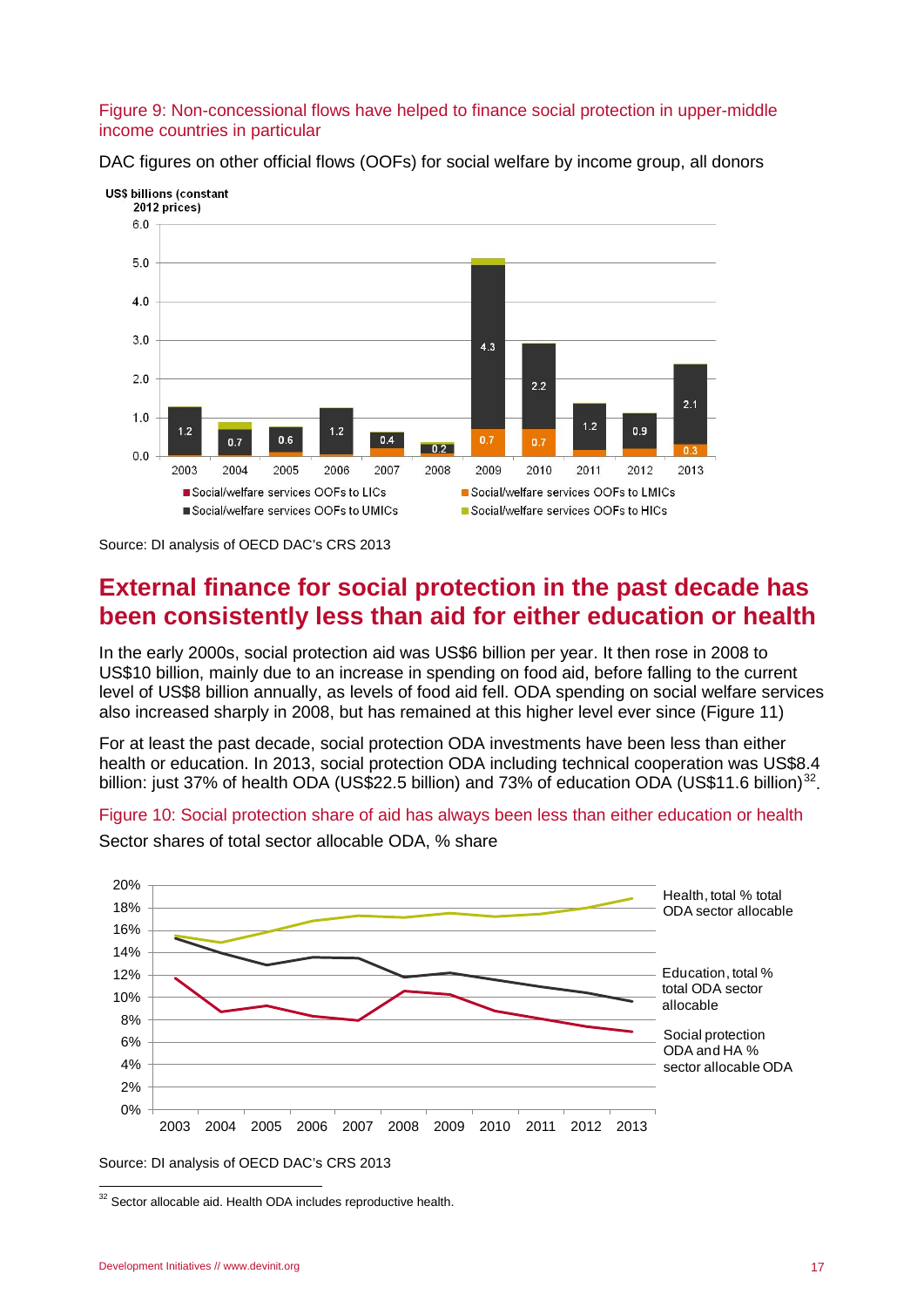Figure 9: Non-concessional flows have helped to finance social protection in upper-middle income countries in particular

DAC figures on other official flows (OOFs) for social welfare by income group, all donors

Source: DI analysis of OECD DAC's CRS 2013

## External finance for social protection in the past decade has been consistently less than aid for either education or health

In the early 2000s, social protection aid was US$6 billion per year. It then rose in 2008 to US$10 billion, mainly due to an increase in spending on food aid, before falling to the current level of US$8 billion annually, as levels of food aid fell. ODA spending on social welfare services also increased sharply in 2008, but has remained at this higher level ever since (Figure 11)

For at least the past decade, social protection ODA investments have been less than either health or education. In 2013, social protection ODA including technical cooperation was US$8.4 billion: just 37% of health ODA (US$22.5 billion) and 73% of education ODA (US$11.6 billion)[32].

Figure 10: Social protection share of aid has always been less than either education or health

Sector shares of total sector allocable ODA, % share

Source: DI analysis of OECD DAC's CRS 2013

[32] Sector allocable aid. Health ODA includes reproductive health.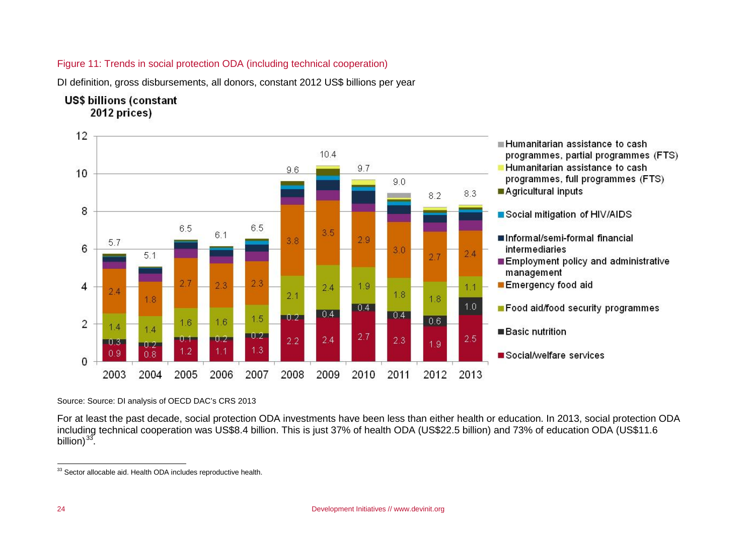Figure 11: Trends in social protection ODA (including technical cooperation)

DI definition, gross disbursements, all donors, constant 2012 US$ billions per year

Source: Source: DI analysis of OECD DAC's CRS 2013

For at least the past decade, social protection ODA investments have been less than either health or education. In 2013, social protection ODA including technical cooperation was US$8.4 billion. This is just 37% of health ODA (US$22.5 billion) and 73% of education ODA (US$11.6 billion)[33].

[33] Sector allocable aid. Health ODA includes reproductive health.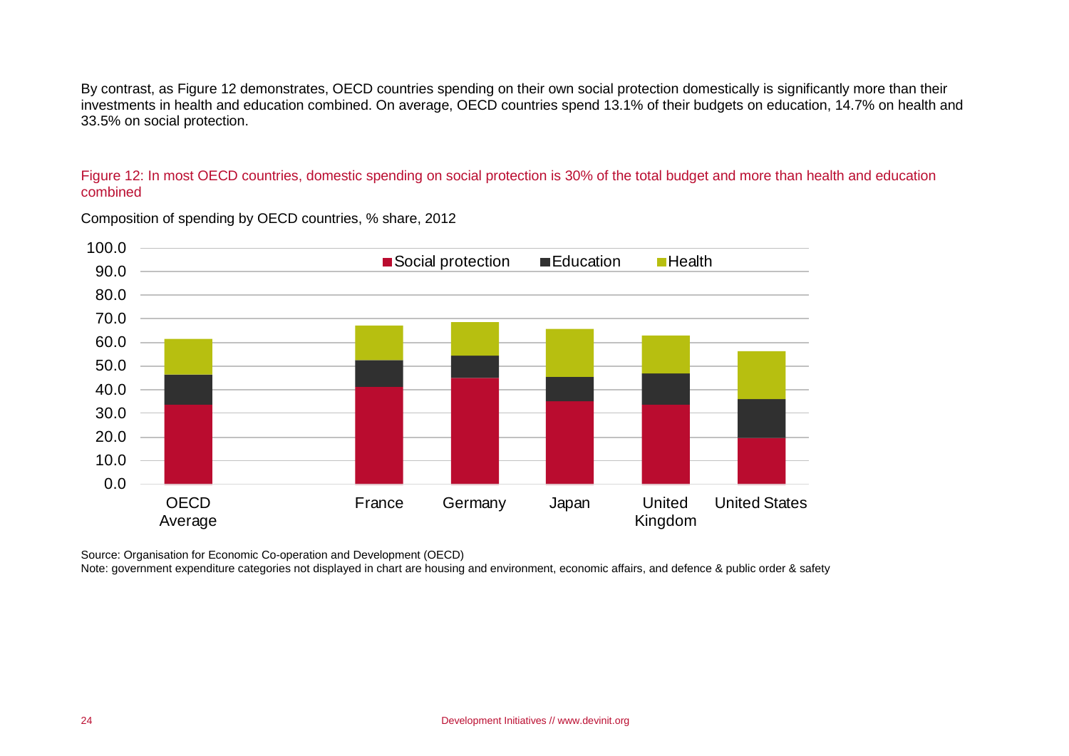By contrast, as Figure 12 demonstrates, OECD countries spending on their own social protection domestically is significantly more than their investments in health and education combined. On average, OECD countries spend 13.1% of their budgets on education, 14.7% on health and 33.5% on social protection.

Figure 12: In most OECD countries, domestic spending on social protection is 30% of the total budget and more than health and education combined

Composition of spending by OECD countries, % share, 2012

Source: Organisation for Economic Co-operation and Development (OECD)

Note: government expenditure categories not displayed in chart are housing and environment, economic affairs, and defence & public order & safety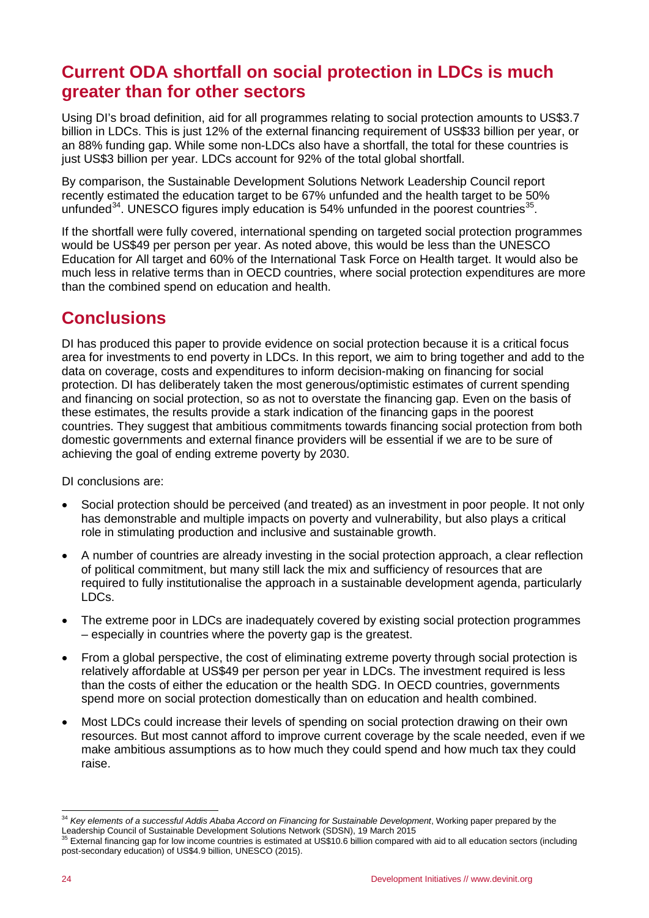## Current ODA shortfall on social protection in LDCs is much greater than for other sectors

Using DI's broad definition, aid for all programmes relating to social protection amounts to US$3.7 billion in LDCs. This is just 12% of the external financing requirement of US$33 billion per year, or an 88% funding gap. While some non-LDCs also have a shortfall, the total for these countries is just US$3 billion per year. LDCs account for 92% of the total global shortfall.

By comparison, the Sustainable Development Solutions Network Leadership Council report recently estimated the education target to be 67% unfunded and the health target to be 50% unfunded[34]. UNESCO figures imply education is 54% unfunded in the poorest countries[35].

If the shortfall were fully covered, international spending on targeted social protection programmes would be US$49 per person per year. As noted above, this would be less than the UNESCO Education for All target and 60% of the International Task Force on Health target. It would also be much less in relative terms than in OECD countries, where social protection expenditures are more than the combined spend on education and health.

## Conclusions

DI has produced this paper to provide evidence on social protection because it is a critical focus area for investments to end poverty in LDCs. In this report, we aim to bring together and add to the data on coverage, costs and expenditures to inform decision-making on financing for social protection. DI has deliberately taken the most generous/optimistic estimates of current spending and financing on social protection, so as not to overstate the financing gap. Even on the basis of these estimates, the results provide a stark indication of the financing gaps in the poorest countries. They suggest that ambitious commitments towards financing social protection from both domestic governments and external finance providers will be essential if we are to be sure of achieving the goal of ending extreme poverty by 2030.

DI conclusions are:

- Social protection should be perceived (and treated) as an investment in poor people. It not only has demonstrable and multiple impacts on poverty and vulnerability, but also plays a critical role in stimulating production and inclusive and sustainable growth.
- A number of countries are already investing in the social protection approach, a clear reflection of political commitment, but many still lack the mix and sufficiency of resources that are required to fully institutionalise the approach in a sustainable development agenda, particularly LDCs.
- The extreme poor in LDCs are inadequately covered by existing social protection programmes – especially in countries where the poverty gap is the greatest.
- From a global perspective, the cost of eliminating extreme poverty through social protection is relatively affordable at US$49 per person per year in LDCs. The investment required is less than the costs of either the education or the health SDG. In OECD countries, governments spend more on social protection domestically than on education and health combined.
- Most LDCs could increase their levels of spending on social protection drawing on their own resources. But most cannot afford to improve current coverage by the scale needed, even if we make ambitious assumptions as to how much they could spend and how much tax they could raise.

---

[34] *Key elements of a successful Addis Ababa Accord on Financing for Sustainable Development*, Working paper prepared by the Leadership Council of Sustainable Development Solutions Network (SDSN), 19 March 2015

[35] External financing gap for low income countries is estimated at US$10.6 billion compared with aid to all education sectors (including post-secondary education) of US$4.9 billion, UNESCO (2015).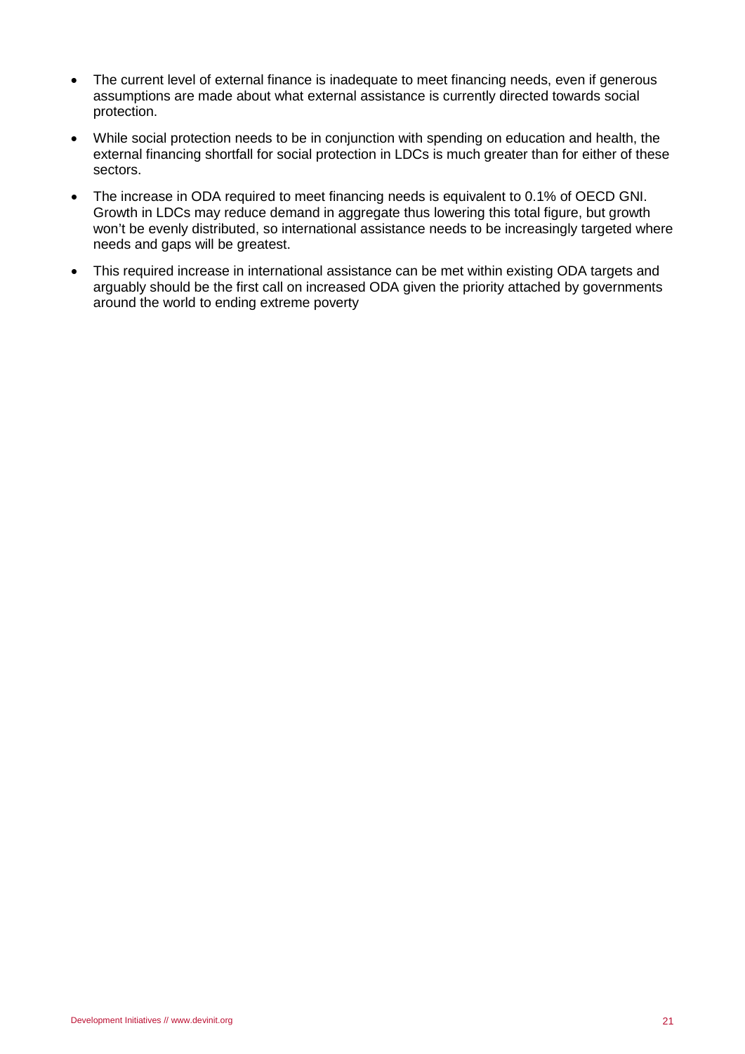- The current level of external finance is inadequate to meet financing needs, even if generous assumptions are made about what external assistance is currently directed towards social protection.
- While social protection needs to be in conjunction with spending on education and health, the external financing shortfall for social protection in LDCs is much greater than for either of these sectors.
- The increase in ODA required to meet financing needs is equivalent to 0.1% of OECD GNI. Growth in LDCs may reduce demand in aggregate thus lowering this total figure, but growth won't be evenly distributed, so international assistance needs to be increasingly targeted where needs and gaps will be greatest.
- This required increase in international assistance can be met within existing ODA targets and arguably should be the first call on increased ODA given the priority attached by governments around the world to ending extreme poverty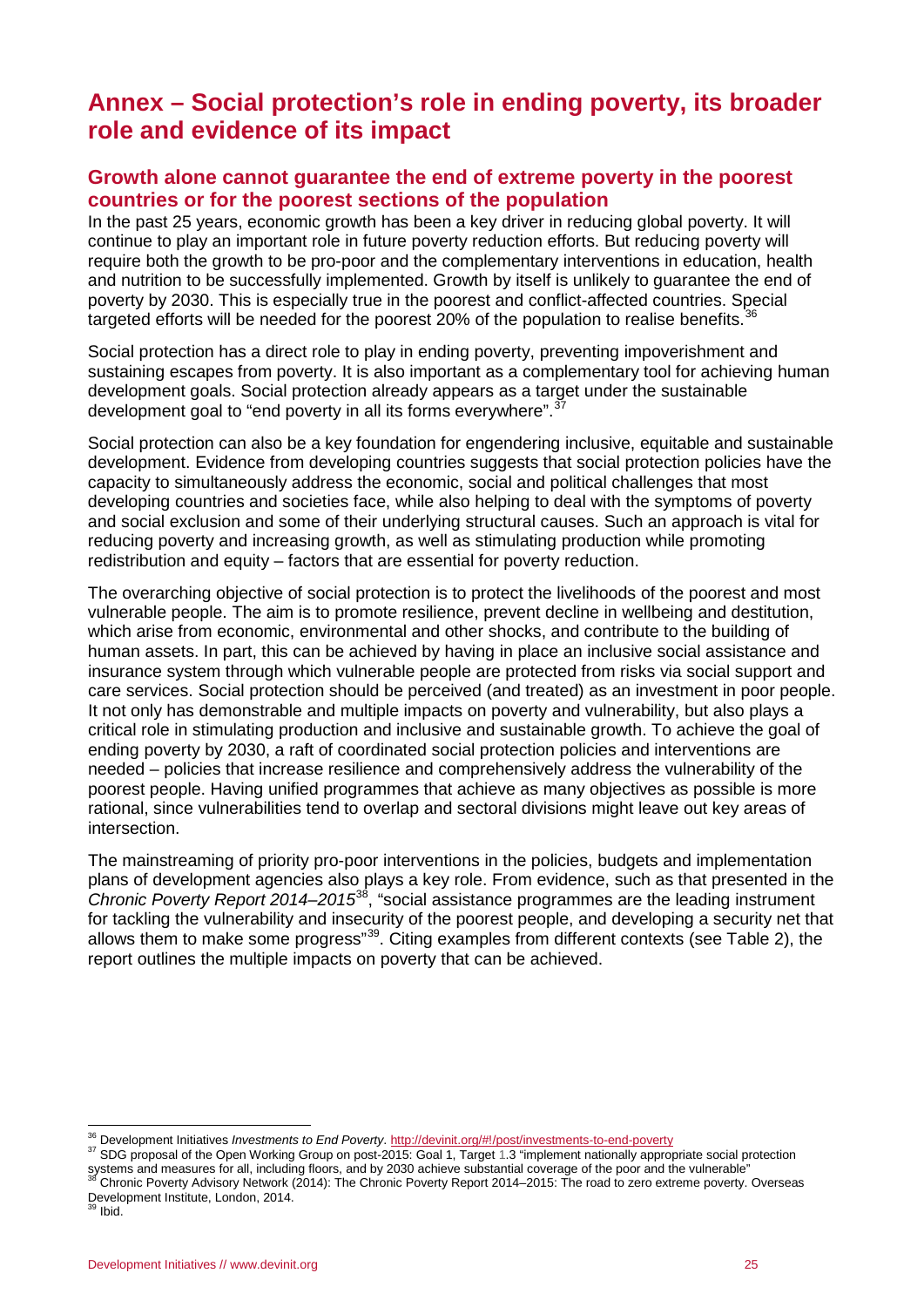# Annex – Social protection's role in ending poverty, its broader role and evidence of its impact

## Growth alone cannot guarantee the end of extreme poverty in the poorest countries or for the poorest sections of the population

In the past 25 years, economic growth has been a key driver in reducing global poverty. It will continue to play an important role in future poverty reduction efforts. But reducing poverty will require both the growth to be pro-poor and the complementary interventions in education, health and nutrition to be successfully implemented. Growth by itself is unlikely to guarantee the end of poverty by 2030. This is especially true in the poorest and conflict-affected countries. Special targeted efforts will be needed for the poorest 20% of the population to realise benefits.[36]

Social protection has a direct role to play in ending poverty, preventing impoverishment and sustaining escapes from poverty. It is also important as a complementary tool for achieving human development goals. Social protection already appears as a target under the sustainable development goal to "end poverty in all its forms everywhere".[37]

Social protection can also be a key foundation for engendering inclusive, equitable and sustainable development. Evidence from developing countries suggests that social protection policies have the capacity to simultaneously address the economic, social and political challenges that most developing countries and societies face, while also helping to deal with the symptoms of poverty and social exclusion and some of their underlying structural causes. Such an approach is vital for reducing poverty and increasing growth, as well as stimulating production while promoting redistribution and equity – factors that are essential for poverty reduction.

The overarching objective of social protection is to protect the livelihoods of the poorest and most vulnerable people. The aim is to promote resilience, prevent decline in wellbeing and destitution, which arise from economic, environmental and other shocks, and contribute to the building of human assets. In part, this can be achieved by having in place an inclusive social assistance and insurance system through which vulnerable people are protected from risks via social support and care services. Social protection should be perceived (and treated) as an investment in poor people. It not only has demonstrable and multiple impacts on poverty and vulnerability, but also plays a critical role in stimulating production and inclusive and sustainable growth. To achieve the goal of ending poverty by 2030, a raft of coordinated social protection policies and interventions are needed – policies that increase resilience and comprehensively address the vulnerability of the poorest people. Having unified programmes that achieve as many objectives as possible is more rational, since vulnerabilities tend to overlap and sectoral divisions might leave out key areas of intersection.

The mainstreaming of priority pro-poor interventions in the policies, budgets and implementation plans of development agencies also plays a key role. From evidence, such as that presented in the *Chronic Poverty Report 2014–2015*[38], "social assistance programmes are the leading instrument for tackling the vulnerability and insecurity of the poorest people, and developing a security net that allows them to make some progress"[39]. Citing examples from different contexts (see Table 2), the report outlines the multiple impacts on poverty that can be achieved.

---

[36] Development Initiatives *Investments to End Poverty*. http://devinit.org/#!/post/investments-to-end-poverty

[37] SDG proposal of the Open Working Group on post-2015: Goal 1, Target 1.3 "implement nationally appropriate social protection systems and measures for all, including floors, and by 2030 achieve substantial coverage of the poor and the vulnerable"

[38] Chronic Poverty Advisory Network (2014): The Chronic Poverty Report 2014–2015: The road to zero extreme poverty. Overseas Development Institute, London, 2014.

[39] Ibid.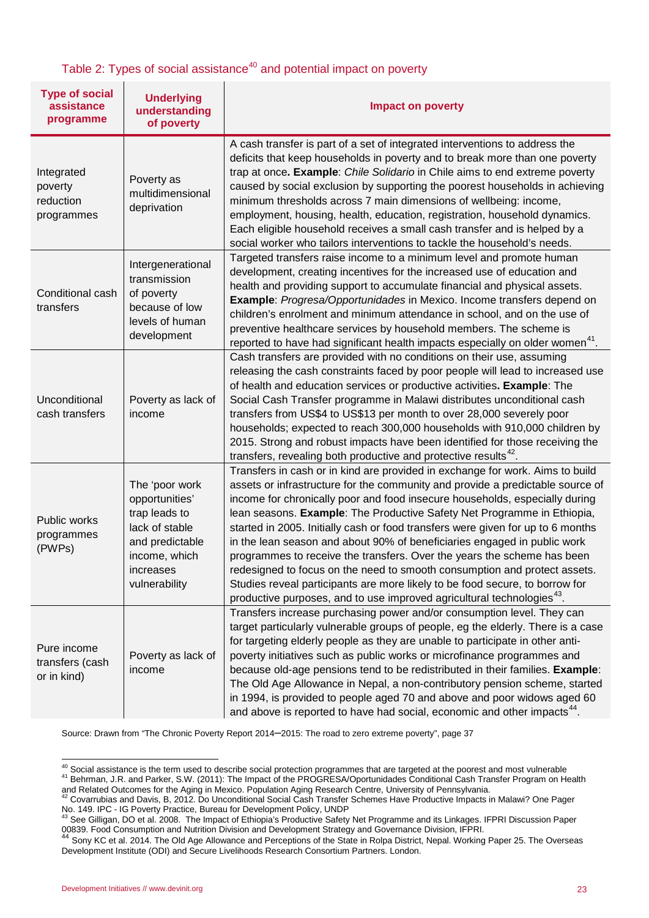Table 2: Types of social assistance[40] and potential impact on poverty

| Type of social assistance programme | Underlying understanding of poverty | Impact on poverty |
|---|---|---|
| Integrated poverty reduction programmes | Poverty as multidimensional deprivation | A cash transfer is part of a set of integrated interventions to address the deficits that keep households in poverty and to break more than one poverty trap at once**. Example**: *Chile Solidario* in Chile aims to end extreme poverty caused by social exclusion by supporting the poorest households in achieving minimum thresholds across 7 main dimensions of wellbeing: income, employment, housing, health, education, registration, household dynamics. Each eligible household receives a small cash transfer and is helped by a social worker who tailors interventions to tackle the household's needs. |
| Conditional cash transfers | Intergenerational transmission of poverty because of low levels of human development | Targeted transfers raise income to a minimum level and promote human development, creating incentives for the increased use of education and health and providing support to accumulate financial and physical assets. **Example**: *Progresa/Opportunidades* in Mexico. Income transfers depend on children's enrolment and minimum attendance in school, and on the use of preventive healthcare services by household members. The scheme is reported to have had significant health impacts especially on older women[41]. |
| Unconditional cash transfers | Poverty as lack of income | Cash transfers are provided with no conditions on their use, assuming releasing the cash constraints faced by poor people will lead to increased use of health and education services or productive activities**. Example**: The Social Cash Transfer programme in Malawi distributes unconditional cash transfers from US$4 to US$13 per month to over 28,000 severely poor households; expected to reach 300,000 households with 910,000 children by 2015. Strong and robust impacts have been identified for those receiving the transfers, revealing both productive and protective results[42]. |
| Public works programmes (PWPs) | The 'poor work opportunities' trap leads to lack of stable and predictable income, which increases vulnerability | Transfers in cash or in kind are provided in exchange for work. Aims to build assets or infrastructure for the community and provide a predictable source of income for chronically poor and food insecure households, especially during lean seasons. **Example**: The Productive Safety Net Programme in Ethiopia, started in 2005. Initially cash or food transfers were given for up to 6 months in the lean season and about 90% of beneficiaries engaged in public work programmes to receive the transfers. Over the years the scheme has been redesigned to focus on the need to smooth consumption and protect assets. Studies reveal participants are more likely to be food secure, to borrow for productive purposes, and to use improved agricultural technologies[43]. |
| Pure income transfers (cash or in kind) | Poverty as lack of income | Transfers increase purchasing power and/or consumption level. They can target particularly vulnerable groups of people, eg the elderly. There is a case for targeting elderly people as they are unable to participate in other anti-poverty initiatives such as public works or microfinance programmes and because old-age pensions tend to be redistributed in their families. **Example**: The Old Age Allowance in Nepal, a non-contributory pension scheme, started in 1994, is provided to people aged 70 and above and poor widows aged 60 and above is reported to have had social, economic and other impacts[44]. |

Source: Drawn from "The Chronic Poverty Report 2014–2015: The road to zero extreme poverty", page 37

[40] Social assistance is the term used to describe social protection programmes that are targeted at the poorest and most vulnerable
[41] Behrman, J.R. and Parker, S.W. (2011): The Impact of the PROGRESA/Oportunidades Conditional Cash Transfer Program on Health and Related Outcomes for the Aging in Mexico. Population Aging Research Centre, University of Pennsylvania.
[42] Covarrubias and Davis, B, 2012. Do Unconditional Social Cash Transfer Schemes Have Productive Impacts in Malawi? One Pager No. 149. IPC - IG Poverty Practice, Bureau for Development Policy, UNDP
[43] See Gilligan, DO et al. 2008. The Impact of Ethiopia's Productive Safety Net Programme and its Linkages. IFPRI Discussion Paper 00839. Food Consumption and Nutrition Division and Development Strategy and Governance Division, IFPRI.
[44] Sony KC et al. 2014. The Old Age Allowance and Perceptions of the State in Rolpa District, Nepal. Working Paper 25. The Overseas Development Institute (ODI) and Secure Livelihoods Research Consortium Partners. London.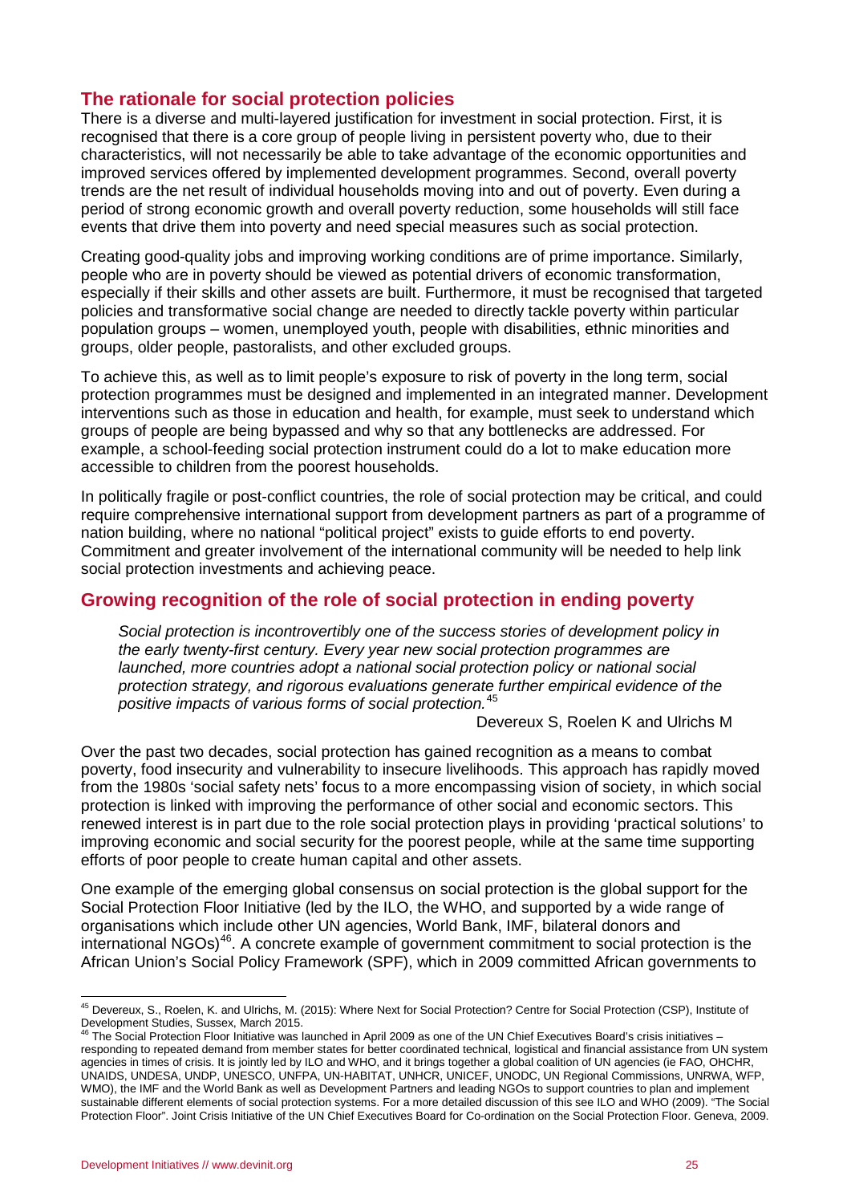## The rationale for social protection policies

There is a diverse and multi-layered justification for investment in social protection. First, it is recognised that there is a core group of people living in persistent poverty who, due to their characteristics, will not necessarily be able to take advantage of the economic opportunities and improved services offered by implemented development programmes. Second, overall poverty trends are the net result of individual households moving into and out of poverty. Even during a period of strong economic growth and overall poverty reduction, some households will still face events that drive them into poverty and need special measures such as social protection.

Creating good-quality jobs and improving working conditions are of prime importance. Similarly, people who are in poverty should be viewed as potential drivers of economic transformation, especially if their skills and other assets are built. Furthermore, it must be recognised that targeted policies and transformative social change are needed to directly tackle poverty within particular population groups – women, unemployed youth, people with disabilities, ethnic minorities and groups, older people, pastoralists, and other excluded groups.

To achieve this, as well as to limit people's exposure to risk of poverty in the long term, social protection programmes must be designed and implemented in an integrated manner. Development interventions such as those in education and health, for example, must seek to understand which groups of people are being bypassed and why so that any bottlenecks are addressed. For example, a school-feeding social protection instrument could do a lot to make education more accessible to children from the poorest households.

In politically fragile or post-conflict countries, the role of social protection may be critical, and could require comprehensive international support from development partners as part of a programme of nation building, where no national "political project" exists to guide efforts to end poverty. Commitment and greater involvement of the international community will be needed to help link social protection investments and achieving peace.

## Growing recognition of the role of social protection in ending poverty

> *Social protection is incontrovertibly one of the success stories of development policy in the early twenty-first century. Every year new social protection programmes are launched, more countries adopt a national social protection policy or national social protection strategy, and rigorous evaluations generate further empirical evidence of the positive impacts of various forms of social protection.*[45]
>
> Devereux S, Roelen K and Ulrichs M

Over the past two decades, social protection has gained recognition as a means to combat poverty, food insecurity and vulnerability to insecure livelihoods. This approach has rapidly moved from the 1980s 'social safety nets' focus to a more encompassing vision of society, in which social protection is linked with improving the performance of other social and economic sectors. This renewed interest is in part due to the role social protection plays in providing 'practical solutions' to improving economic and social security for the poorest people, while at the same time supporting efforts of poor people to create human capital and other assets.

One example of the emerging global consensus on social protection is the global support for the Social Protection Floor Initiative (led by the ILO, the WHO, and supported by a wide range of organisations which include other UN agencies, World Bank, IMF, bilateral donors and international NGOs)[46]. A concrete example of government commitment to social protection is the African Union's Social Policy Framework (SPF), which in 2009 committed African governments to

---

[45] Devereux, S., Roelen, K. and Ulrichs, M. (2015): Where Next for Social Protection? Centre for Social Protection (CSP), Institute of Development Studies, Sussex, March 2015.

[46] The Social Protection Floor Initiative was launched in April 2009 as one of the UN Chief Executives Board's crisis initiatives – responding to repeated demand from member states for better coordinated technical, logistical and financial assistance from UN system agencies in times of crisis. It is jointly led by ILO and WHO, and it brings together a global coalition of UN agencies (ie FAO, OHCHR, UNAIDS, UNDESA, UNDP, UNESCO, UNFPA, UN-HABITAT, UNHCR, UNICEF, UNODC, UN Regional Commissions, UNRWA, WFP, WMO), the IMF and the World Bank as well as Development Partners and leading NGOs to support countries to plan and implement sustainable different elements of social protection systems. For a more detailed discussion of this see ILO and WHO (2009). "The Social Protection Floor". Joint Crisis Initiative of the UN Chief Executives Board for Co-ordination on the Social Protection Floor. Geneva, 2009.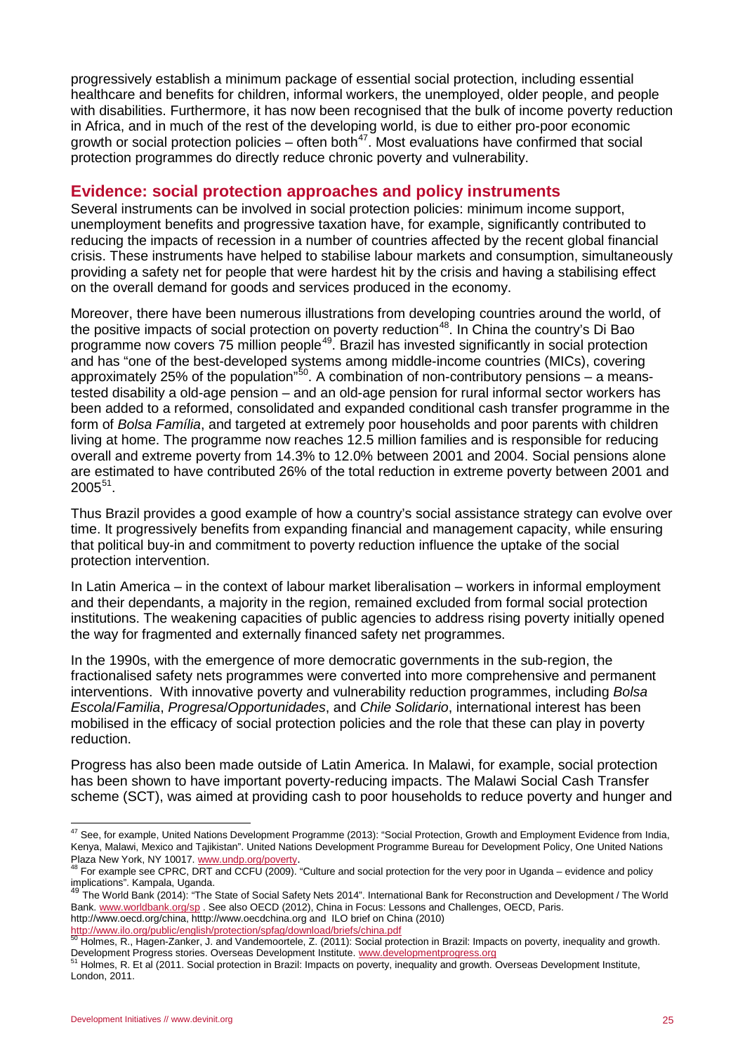progressively establish a minimum package of essential social protection, including essential healthcare and benefits for children, informal workers, the unemployed, older people, and people with disabilities. Furthermore, it has now been recognised that the bulk of income poverty reduction in Africa, and in much of the rest of the developing world, is due to either pro-poor economic growth or social protection policies – often both[47]. Most evaluations have confirmed that social protection programmes do directly reduce chronic poverty and vulnerability.

## Evidence: social protection approaches and policy instruments

Several instruments can be involved in social protection policies: minimum income support, unemployment benefits and progressive taxation have, for example, significantly contributed to reducing the impacts of recession in a number of countries affected by the recent global financial crisis. These instruments have helped to stabilise labour markets and consumption, simultaneously providing a safety net for people that were hardest hit by the crisis and having a stabilising effect on the overall demand for goods and services produced in the economy.

Moreover, there have been numerous illustrations from developing countries around the world, of the positive impacts of social protection on poverty reduction[48]. In China the country's Di Bao programme now covers 75 million people[49]. Brazil has invested significantly in social protection and has "one of the best-developed systems among middle-income countries (MICs), covering approximately 25% of the population"[50]. A combination of non-contributory pensions – a means-tested disability a old-age pension – and an old-age pension for rural informal sector workers has been added to a reformed, consolidated and expanded conditional cash transfer programme in the form of *Bolsa Família*, and targeted at extremely poor households and poor parents with children living at home. The programme now reaches 12.5 million families and is responsible for reducing overall and extreme poverty from 14.3% to 12.0% between 2001 and 2004. Social pensions alone are estimated to have contributed 26% of the total reduction in extreme poverty between 2001 and 2005[51].

Thus Brazil provides a good example of how a country's social assistance strategy can evolve over time. It progressively benefits from expanding financial and management capacity, while ensuring that political buy-in and commitment to poverty reduction influence the uptake of the social protection intervention.

In Latin America – in the context of labour market liberalisation – workers in informal employment and their dependants, a majority in the region, remained excluded from formal social protection institutions. The weakening capacities of public agencies to address rising poverty initially opened the way for fragmented and externally financed safety net programmes.

In the 1990s, with the emergence of more democratic governments in the sub-region, the fractionalised safety nets programmes were converted into more comprehensive and permanent interventions. With innovative poverty and vulnerability reduction programmes, including *Bolsa Escola*/*Familia*, *Progresa*/*Opportunidades*, and *Chile Solidario*, international interest has been mobilised in the efficacy of social protection policies and the role that these can play in poverty reduction.

Progress has also been made outside of Latin America. In Malawi, for example, social protection has been shown to have important poverty-reducing impacts. The Malawi Social Cash Transfer scheme (SCT), was aimed at providing cash to poor households to reduce poverty and hunger and

---

[47] See, for example, United Nations Development Programme (2013): "Social Protection, Growth and Employment Evidence from India, Kenya, Malawi, Mexico and Tajikistan". United Nations Development Programme Bureau for Development Policy, One United Nations Plaza New York, NY 10017. www.undp.org/poverty.

[48] For example see CPRC, DRT and CCFU (2009). "Culture and social protection for the very poor in Uganda – evidence and policy implications". Kampala, Uganda.

[49] The World Bank (2014): "The State of Social Safety Nets 2014". International Bank for Reconstruction and Development / The World Bank. www.worldbank.org/sp . See also OECD (2012), China in Focus: Lessons and Challenges, OECD, Paris. http://www.oecd.org/china, htttp://www.oecdchina.org and ILO brief on China (2010) http://www.ilo.org/public/english/protection/spfag/download/briefs/china.pdf

[50] Holmes, R., Hagen-Zanker, J. and Vandemoortele, Z. (2011): Social protection in Brazil: Impacts on poverty, inequality and growth. Development Progress stories. Overseas Development Institute. www.developmentprogress.org

[51] Holmes, R. Et al (2011. Social protection in Brazil: Impacts on poverty, inequality and growth. Overseas Development Institute, London, 2011.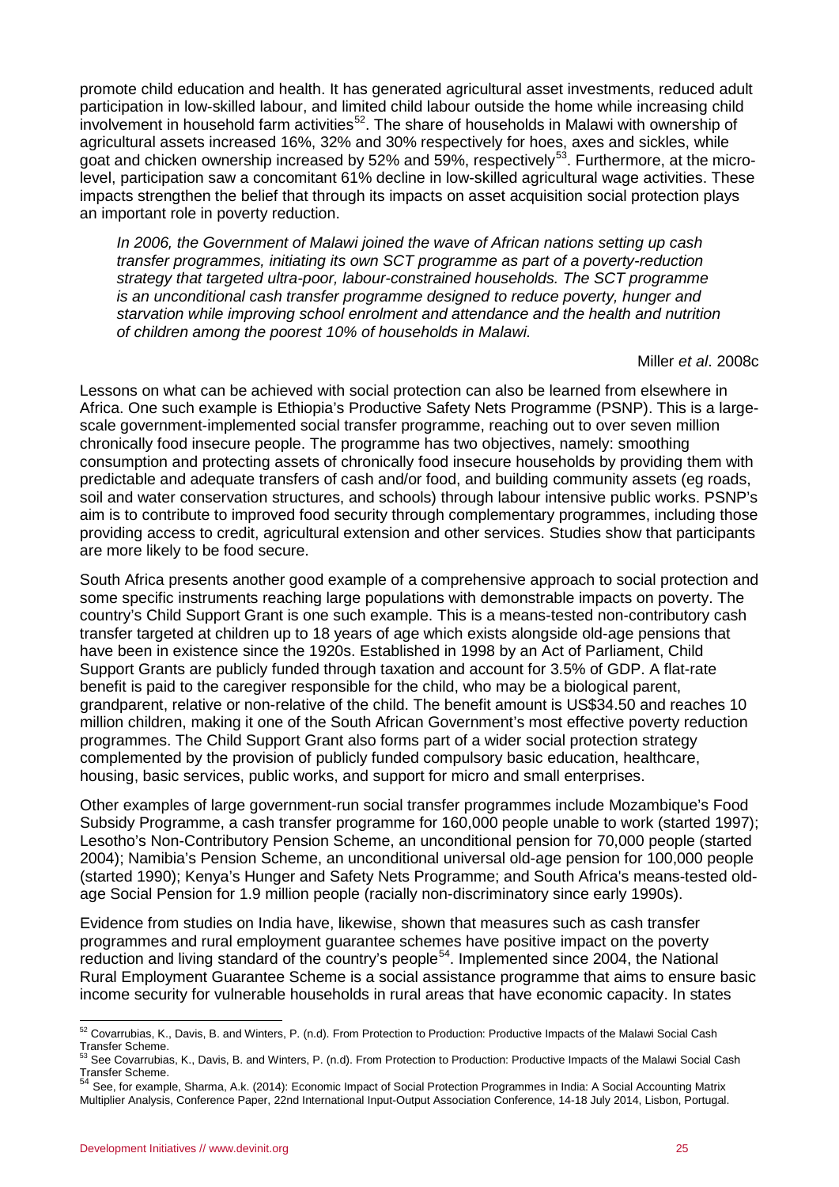promote child education and health. It has generated agricultural asset investments, reduced adult participation in low-skilled labour, and limited child labour outside the home while increasing child involvement in household farm activities[52]. The share of households in Malawi with ownership of agricultural assets increased 16%, 32% and 30% respectively for hoes, axes and sickles, while goat and chicken ownership increased by 52% and 59%, respectively[53]. Furthermore, at the micro-level, participation saw a concomitant 61% decline in low-skilled agricultural wage activities. These impacts strengthen the belief that through its impacts on asset acquisition social protection plays an important role in poverty reduction.

> *In 2006, the Government of Malawi joined the wave of African nations setting up cash transfer programmes, initiating its own SCT programme as part of a poverty-reduction strategy that targeted ultra-poor, labour-constrained households. The SCT programme is an unconditional cash transfer programme designed to reduce poverty, hunger and starvation while improving school enrolment and attendance and the health and nutrition of children among the poorest 10% of households in Malawi.*
>
> Miller *et al*. 2008c

Lessons on what can be achieved with social protection can also be learned from elsewhere in Africa. One such example is Ethiopia's Productive Safety Nets Programme (PSNP). This is a large-scale government-implemented social transfer programme, reaching out to over seven million chronically food insecure people. The programme has two objectives, namely: smoothing consumption and protecting assets of chronically food insecure households by providing them with predictable and adequate transfers of cash and/or food, and building community assets (eg roads, soil and water conservation structures, and schools) through labour intensive public works. PSNP's aim is to contribute to improved food security through complementary programmes, including those providing access to credit, agricultural extension and other services. Studies show that participants are more likely to be food secure.

South Africa presents another good example of a comprehensive approach to social protection and some specific instruments reaching large populations with demonstrable impacts on poverty. The country's Child Support Grant is one such example. This is a means-tested non-contributory cash transfer targeted at children up to 18 years of age which exists alongside old-age pensions that have been in existence since the 1920s. Established in 1998 by an Act of Parliament, Child Support Grants are publicly funded through taxation and account for 3.5% of GDP. A flat-rate benefit is paid to the caregiver responsible for the child, who may be a biological parent, grandparent, relative or non-relative of the child. The benefit amount is US$34.50 and reaches 10 million children, making it one of the South African Government's most effective poverty reduction programmes. The Child Support Grant also forms part of a wider social protection strategy complemented by the provision of publicly funded compulsory basic education, healthcare, housing, basic services, public works, and support for micro and small enterprises.

Other examples of large government-run social transfer programmes include Mozambique's Food Subsidy Programme, a cash transfer programme for 160,000 people unable to work (started 1997); Lesotho's Non-Contributory Pension Scheme, an unconditional pension for 70,000 people (started 2004); Namibia's Pension Scheme, an unconditional universal old-age pension for 100,000 people (started 1990); Kenya's Hunger and Safety Nets Programme; and South Africa's means-tested old-age Social Pension for 1.9 million people (racially non-discriminatory since early 1990s).

Evidence from studies on India have, likewise, shown that measures such as cash transfer programmes and rural employment guarantee schemes have positive impact on the poverty reduction and living standard of the country's people[54]. Implemented since 2004, the National Rural Employment Guarantee Scheme is a social assistance programme that aims to ensure basic income security for vulnerable households in rural areas that have economic capacity. In states

---

[52] Covarrubias, K., Davis, B. and Winters, P. (n.d). From Protection to Production: Productive Impacts of the Malawi Social Cash Transfer Scheme.

[53] See Covarrubias, K., Davis, B. and Winters, P. (n.d). From Protection to Production: Productive Impacts of the Malawi Social Cash Transfer Scheme.

[54] See, for example, Sharma, A.k. (2014): Economic Impact of Social Protection Programmes in India: A Social Accounting Matrix Multiplier Analysis, Conference Paper, 22nd International Input-Output Association Conference, 14-18 July 2014, Lisbon, Portugal.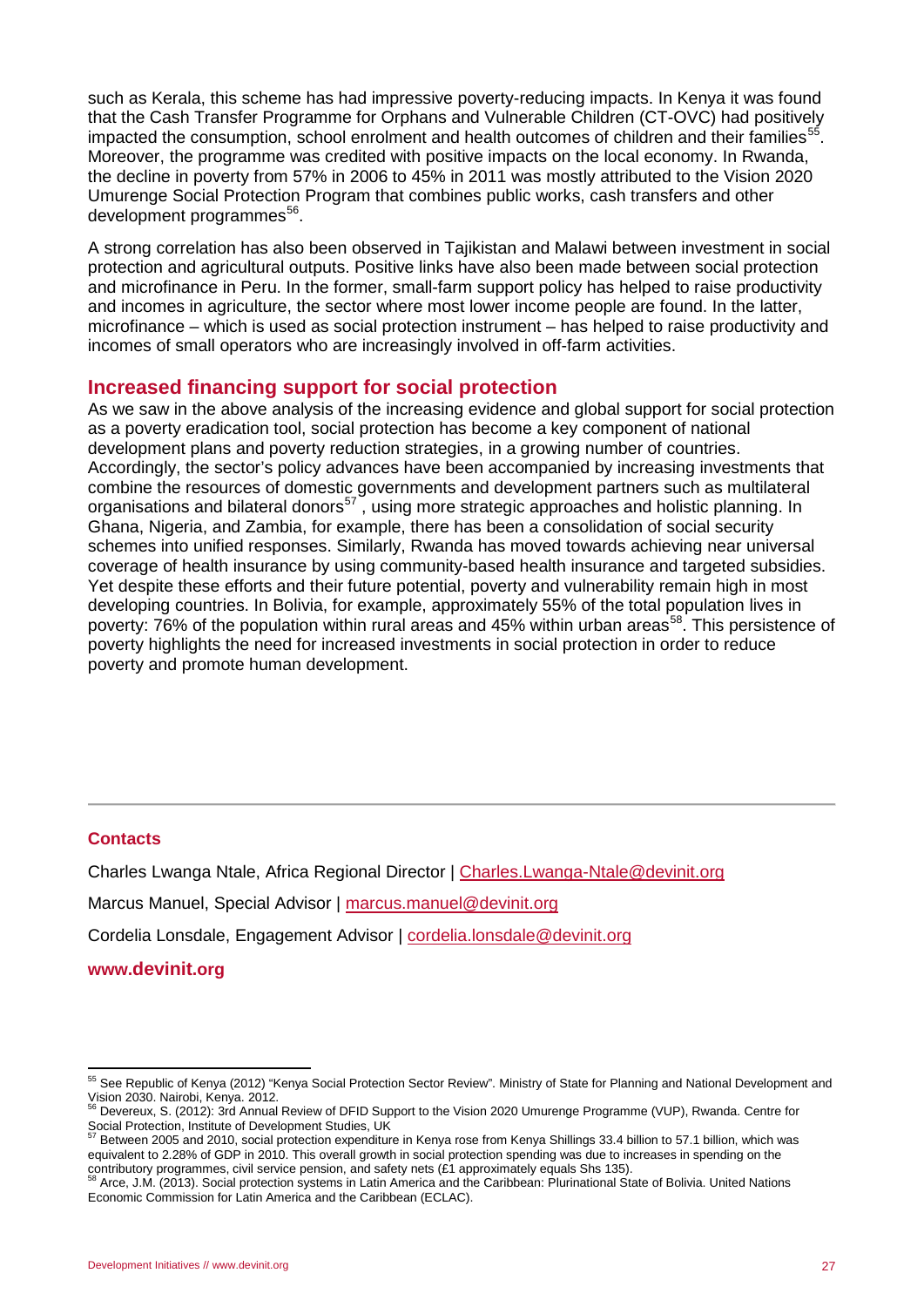such as Kerala, this scheme has had impressive poverty-reducing impacts. In Kenya it was found that the Cash Transfer Programme for Orphans and Vulnerable Children (CT-OVC) had positively impacted the consumption, school enrolment and health outcomes of children and their families[55]. Moreover, the programme was credited with positive impacts on the local economy. In Rwanda, the decline in poverty from 57% in 2006 to 45% in 2011 was mostly attributed to the Vision 2020 Umurenge Social Protection Program that combines public works, cash transfers and other development programmes[56].

A strong correlation has also been observed in Tajikistan and Malawi between investment in social protection and agricultural outputs. Positive links have also been made between social protection and microfinance in Peru. In the former, small-farm support policy has helped to raise productivity and incomes in agriculture, the sector where most lower income people are found. In the latter, microfinance – which is used as social protection instrument – has helped to raise productivity and incomes of small operators who are increasingly involved in off-farm activities.

## Increased financing support for social protection

As we saw in the above analysis of the increasing evidence and global support for social protection as a poverty eradication tool, social protection has become a key component of national development plans and poverty reduction strategies, in a growing number of countries. Accordingly, the sector's policy advances have been accompanied by increasing investments that combine the resources of domestic governments and development partners such as multilateral organisations and bilateral donors[57] , using more strategic approaches and holistic planning. In Ghana, Nigeria, and Zambia, for example, there has been a consolidation of social security schemes into unified responses. Similarly, Rwanda has moved towards achieving near universal coverage of health insurance by using community-based health insurance and targeted subsidies. Yet despite these efforts and their future potential, poverty and vulnerability remain high in most developing countries. In Bolivia, for example, approximately 55% of the total population lives in poverty: 76% of the population within rural areas and 45% within urban areas[58]. This persistence of poverty highlights the need for increased investments in social protection in order to reduce poverty and promote human development.

---

**Contacts**

Charles Lwanga Ntale, Africa Regional Director | Charles.Lwanga-Ntale@devinit.org

Marcus Manuel, Special Advisor | marcus.manuel@devinit.org

Cordelia Lonsdale, Engagement Advisor | cordelia.lonsdale@devinit.org

**www.devinit.org**

---

[55] See Republic of Kenya (2012) "Kenya Social Protection Sector Review". Ministry of State for Planning and National Development and Vision 2030. Nairobi, Kenya. 2012.

[56] Devereux, S. (2012): 3rd Annual Review of DFID Support to the Vision 2020 Umurenge Programme (VUP), Rwanda. Centre for Social Protection, Institute of Development Studies, UK

[57] Between 2005 and 2010, social protection expenditure in Kenya rose from Kenya Shillings 33.4 billion to 57.1 billion, which was equivalent to 2.28% of GDP in 2010. This overall growth in social protection spending was due to increases in spending on the contributory programmes, civil service pension, and safety nets (£1 approximately equals Shs 135).

[58] Arce, J.M. (2013). Social protection systems in Latin America and the Caribbean: Plurinational State of Bolivia. United Nations Economic Commission for Latin America and the Caribbean (ECLAC).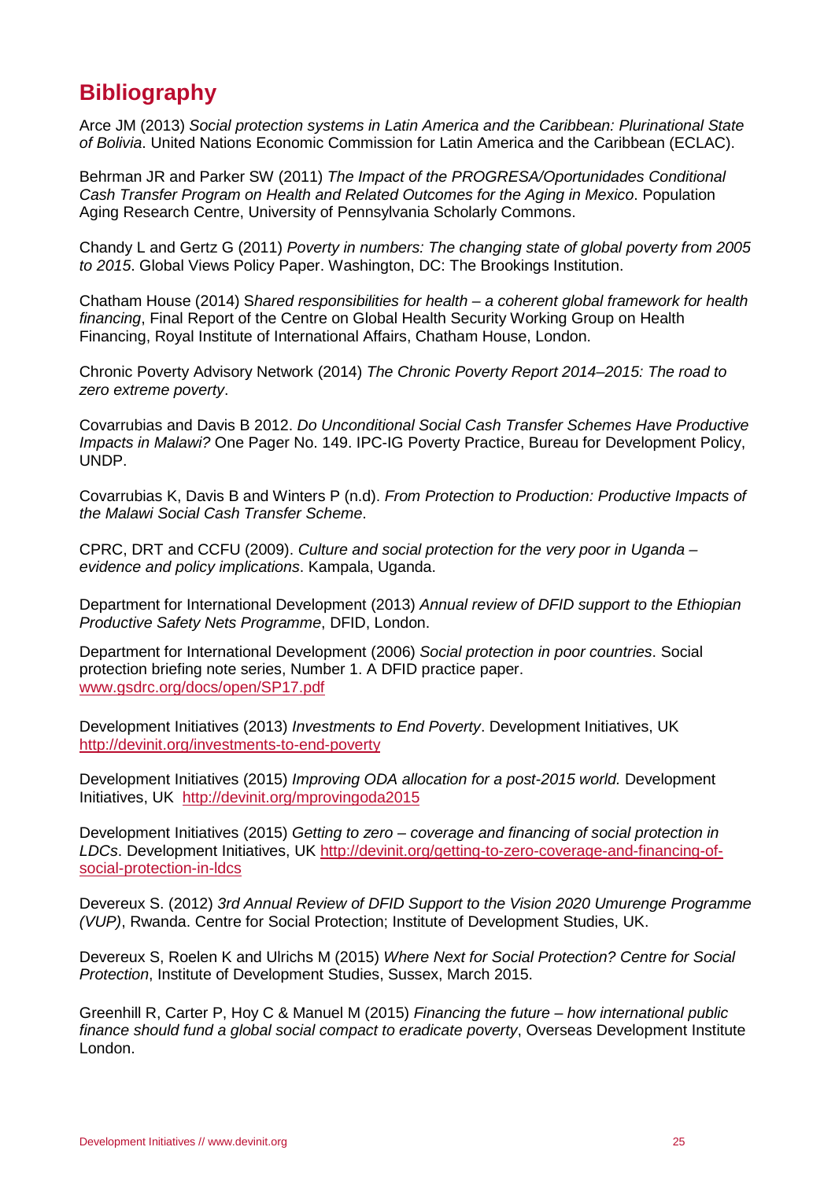## Bibliography

Arce JM (2013) *Social protection systems in Latin America and the Caribbean: Plurinational State of Bolivia*. United Nations Economic Commission for Latin America and the Caribbean (ECLAC).

Behrman JR and Parker SW (2011) *The Impact of the PROGRESA/Oportunidades Conditional Cash Transfer Program on Health and Related Outcomes for the Aging in Mexico*. Population Aging Research Centre, University of Pennsylvania Scholarly Commons.

Chandy L and Gertz G (2011) *Poverty in numbers: The changing state of global poverty from 2005 to 2015*. Global Views Policy Paper. Washington, DC: The Brookings Institution.

Chatham House (2014) S*hared responsibilities for health – a coherent global framework for health financing*, Final Report of the Centre on Global Health Security Working Group on Health Financing, Royal Institute of International Affairs, Chatham House, London.

Chronic Poverty Advisory Network (2014) *The Chronic Poverty Report 2014–2015: The road to zero extreme poverty*.

Covarrubias and Davis B 2012. *Do Unconditional Social Cash Transfer Schemes Have Productive Impacts in Malawi?* One Pager No. 149. IPC-IG Poverty Practice, Bureau for Development Policy, UNDP.

Covarrubias K, Davis B and Winters P (n.d). *From Protection to Production: Productive Impacts of the Malawi Social Cash Transfer Scheme*.

CPRC, DRT and CCFU (2009). *Culture and social protection for the very poor in Uganda – evidence and policy implications*. Kampala, Uganda.

Department for International Development (2013) *Annual review of DFID support to the Ethiopian Productive Safety Nets Programme*, DFID, London.

Department for International Development (2006) *Social protection in poor countries*. Social protection briefing note series, Number 1. A DFID practice paper. www.gsdrc.org/docs/open/SP17.pdf

Development Initiatives (2013) *Investments to End Poverty*. Development Initiatives, UK http://devinit.org/investments-to-end-poverty

Development Initiatives (2015) *Improving ODA allocation for a post-2015 world.* Development Initiatives, UK http://devinit.org/mprovingoda2015

Development Initiatives (2015) *Getting to zero – coverage and financing of social protection in LDCs*. Development Initiatives, UK http://devinit.org/getting-to-zero-coverage-and-financing-of-social-protection-in-ldcs

Devereux S. (2012) *3rd Annual Review of DFID Support to the Vision 2020 Umurenge Programme (VUP)*, Rwanda. Centre for Social Protection; Institute of Development Studies, UK.

Devereux S, Roelen K and Ulrichs M (2015) *Where Next for Social Protection? Centre for Social Protection*, Institute of Development Studies, Sussex, March 2015.

Greenhill R, Carter P, Hoy C & Manuel M (2015) *Financing the future – how international public finance should fund a global social compact to eradicate poverty*, Overseas Development Institute London.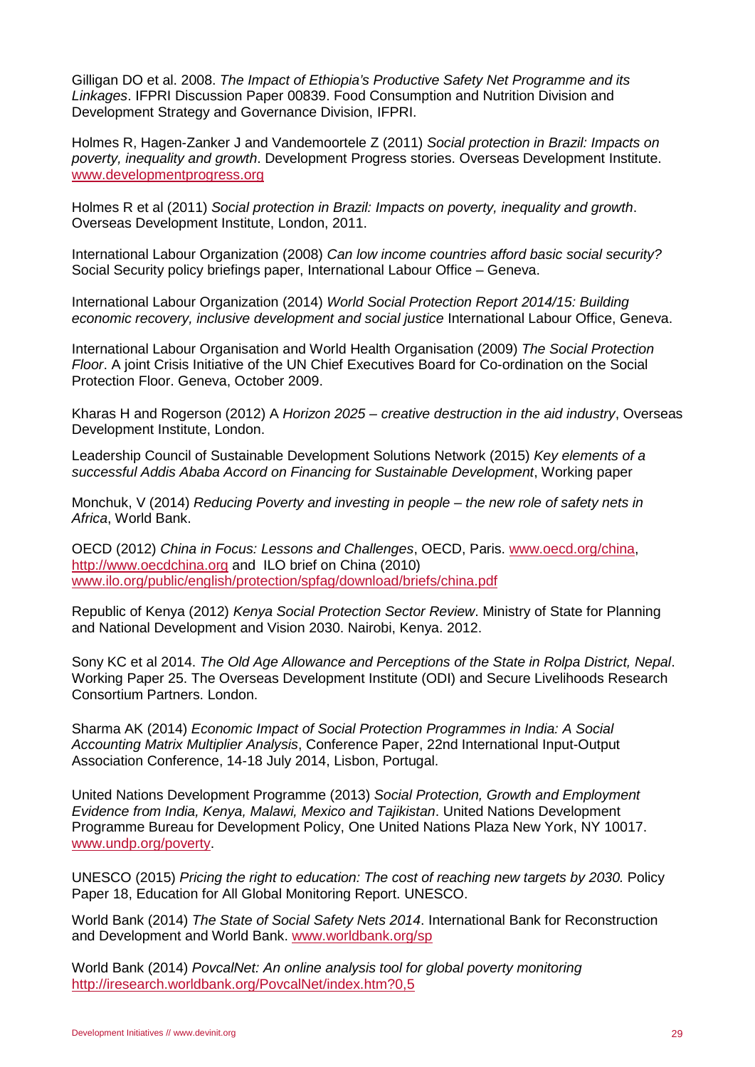Gilligan DO et al. 2008. *The Impact of Ethiopia's Productive Safety Net Programme and its Linkages*. IFPRI Discussion Paper 00839. Food Consumption and Nutrition Division and Development Strategy and Governance Division, IFPRI.

Holmes R, Hagen-Zanker J and Vandemoortele Z (2011) *Social protection in Brazil: Impacts on poverty, inequality and growth*. Development Progress stories. Overseas Development Institute. www.developmentprogress.org

Holmes R et al (2011) *Social protection in Brazil: Impacts on poverty, inequality and growth*. Overseas Development Institute, London, 2011.

International Labour Organization (2008) *Can low income countries afford basic social security?* Social Security policy briefings paper, International Labour Office – Geneva.

International Labour Organization (2014) *World Social Protection Report 2014/15: Building economic recovery, inclusive development and social justice* International Labour Office, Geneva.

International Labour Organisation and World Health Organisation (2009) *The Social Protection Floor*. A joint Crisis Initiative of the UN Chief Executives Board for Co-ordination on the Social Protection Floor. Geneva, October 2009.

Kharas H and Rogerson (2012) A *Horizon 2025 – creative destruction in the aid industry*, Overseas Development Institute, London.

Leadership Council of Sustainable Development Solutions Network (2015) *Key elements of a successful Addis Ababa Accord on Financing for Sustainable Development*, Working paper

Monchuk, V (2014) *Reducing Poverty and investing in people – the new role of safety nets in Africa*, World Bank.

OECD (2012) *China in Focus: Lessons and Challenges*, OECD, Paris. www.oecd.org/china, http://www.oecdchina.org and ILO brief on China (2010) www.ilo.org/public/english/protection/spfag/download/briefs/china.pdf

Republic of Kenya (2012) *Kenya Social Protection Sector Review*. Ministry of State for Planning and National Development and Vision 2030. Nairobi, Kenya. 2012.

Sony KC et al 2014. *The Old Age Allowance and Perceptions of the State in Rolpa District, Nepal*. Working Paper 25. The Overseas Development Institute (ODI) and Secure Livelihoods Research Consortium Partners. London.

Sharma AK (2014) *Economic Impact of Social Protection Programmes in India: A Social Accounting Matrix Multiplier Analysis*, Conference Paper, 22nd International Input-Output Association Conference, 14-18 July 2014, Lisbon, Portugal.

United Nations Development Programme (2013) *Social Protection, Growth and Employment Evidence from India, Kenya, Malawi, Mexico and Tajikistan*. United Nations Development Programme Bureau for Development Policy, One United Nations Plaza New York, NY 10017. www.undp.org/poverty.

UNESCO (2015) *Pricing the right to education: The cost of reaching new targets by 2030.* Policy Paper 18, Education for All Global Monitoring Report. UNESCO.

World Bank (2014) *The State of Social Safety Nets 2014*. International Bank for Reconstruction and Development and World Bank. www.worldbank.org/sp

World Bank (2014) *PovcalNet: An online analysis tool for global poverty monitoring* http://iresearch.worldbank.org/PovcalNet/index.htm?0,5